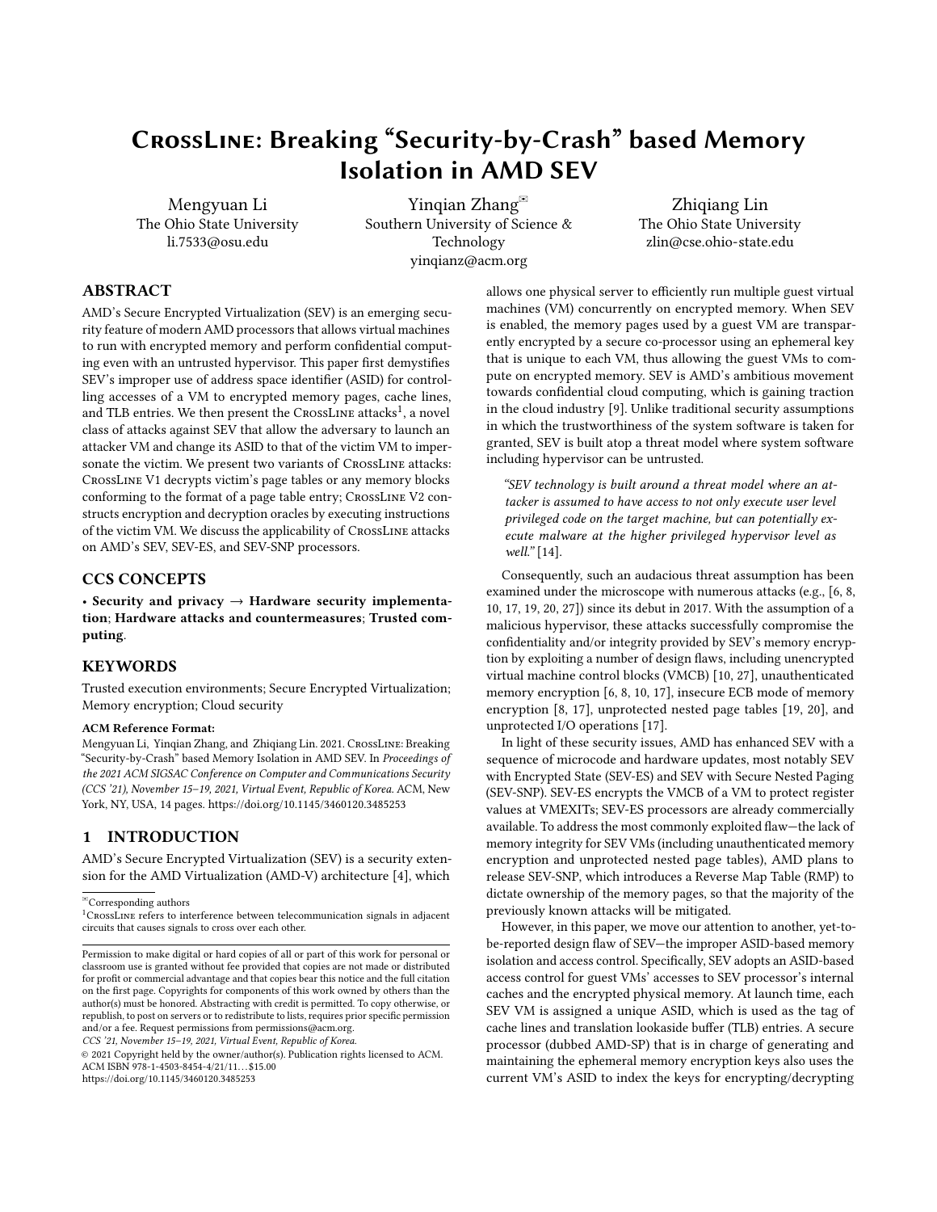# CrossLine: Breaking "Security-by-Crash" based Memory Isolation in AMD SEV

Mengyuan Li
The Ohio State University
li.7533@osu.edu

Yinqian Zhang[✉]
Southern University of Science & Technology
yinqianz@acm.org

Zhiqiang Lin
The Ohio State University
zlin@cse.ohio-state.edu

## ABSTRACT

AMD's Secure Encrypted Virtualization (SEV) is an emerging security feature of modern AMD processors that allows virtual machines to run with encrypted memory and perform confidential computing even with an untrusted hypervisor. This paper first demystifies SEV's improper use of address space identifier (ASID) for controlling accesses of a VM to encrypted memory pages, cache lines, and TLB entries. We then present the CrossLine attacks[1], a novel class of attacks against SEV that allow the adversary to launch an attacker VM and change its ASID to that of the victim VM to impersonate the victim. We present two variants of CrossLine attacks: CrossLine V1 decrypts victim's page tables or any memory blocks conforming to the format of a page table entry; CrossLine V2 constructs encryption and decryption oracles by executing instructions of the victim VM. We discuss the applicability of CrossLine attacks on AMD's SEV, SEV-ES, and SEV-SNP processors.

## CCS CONCEPTS

• **Security and privacy** → **Hardware security implementation**; **Hardware attacks and countermeasures**; **Trusted computing**.

## KEYWORDS

Trusted execution environments; Secure Encrypted Virtualization; Memory encryption; Cloud security

**ACM Reference Format:**

Mengyuan Li, Yinqian Zhang, and Zhiqiang Lin. 2021. CrossLine: Breaking "Security-by-Crash" based Memory Isolation in AMD SEV. In *Proceedings of the 2021 ACM SIGSAC Conference on Computer and Communications Security (CCS '21), November 15–19, 2021, Virtual Event, Republic of Korea.* ACM, New York, NY, USA, 14 pages. https://doi.org/10.1145/3460120.3485253

## 1 INTRODUCTION

AMD's Secure Encrypted Virtualization (SEV) is a security extension for the AMD Virtualization (AMD-V) architecture [4], which allows one physical server to efficiently run multiple guest virtual machines (VM) concurrently on encrypted memory. When SEV is enabled, the memory pages used by a guest VM are transparently encrypted by a secure co-processor using an ephemeral key that is unique to each VM, thus allowing the guest VMs to compute on encrypted memory. SEV is AMD's ambitious movement towards confidential cloud computing, which is gaining traction in the cloud industry [9]. Unlike traditional security assumptions in which the trustworthiness of the system software is taken for granted, SEV is built atop a threat model where system software including hypervisor can be untrusted.

> *"SEV technology is built around a threat model where an attacker is assumed to have access to not only execute user level privileged code on the target machine, but can potentially execute malware at the higher privileged hypervisor level as well."* [14].

Consequently, such an audacious threat assumption has been examined under the microscope with numerous attacks (e.g., [6, 8, 10, 17, 19, 20, 27]) since its debut in 2017. With the assumption of a malicious hypervisor, these attacks successfully compromise the confidentiality and/or integrity provided by SEV's memory encryption by exploiting a number of design flaws, including unencrypted virtual machine control blocks (VMCB) [10, 27], unauthenticated memory encryption [6, 8, 10, 17], insecure ECB mode of memory encryption [8, 17], unprotected nested page tables [19, 20], and unprotected I/O operations [17].

In light of these security issues, AMD has enhanced SEV with a sequence of microcode and hardware updates, most notably SEV with Encrypted State (SEV-ES) and SEV with Secure Nested Paging (SEV-SNP). SEV-ES encrypts the VMCB of a VM to protect register values at VMEXITs; SEV-ES processors are already commercially available. To address the most commonly exploited flaw—the lack of memory integrity for SEV VMs (including unauthenticated memory encryption and unprotected nested page tables), AMD plans to release SEV-SNP, which introduces a Reverse Map Table (RMP) to dictate ownership of the memory pages, so that the majority of the previously known attacks will be mitigated.

However, in this paper, we move our attention to another, yet-to-be-reported design flaw of SEV—the improper ASID-based memory isolation and access control. Specifically, SEV adopts an ASID-based access control for guest VMs' accesses to SEV processor's internal caches and the encrypted physical memory. At launch time, each SEV VM is assigned a unique ASID, which is used as the tag of cache lines and translation lookaside buffer (TLB) entries. A secure processor (dubbed AMD-SP) that is in charge of generating and maintaining the ephemeral memory encryption keys also uses the current VM's ASID to index the keys for encrypting/decrypting

---

[✉]Corresponding authors

[1]CrossLine refers to interference between telecommunication signals in adjacent circuits that causes signals to cross over each other.

Permission to make digital or hard copies of all or part of this work for personal or classroom use is granted without fee provided that copies are not made or distributed for profit or commercial advantage and that copies bear this notice and the full citation on the first page. Copyrights for components of this work owned by others than the author(s) must be honored. Abstracting with credit is permitted. To copy otherwise, or republish, to post on servers or to redistribute to lists, requires prior specific permission and/or a fee. Request permissions from permissions@acm.org.

*CCS '21, November 15–19, 2021, Virtual Event, Republic of Korea.*

© 2021 Copyright held by the owner/author(s). Publication rights licensed to ACM.
ACM ISBN 978-1-4503-8454-4/21/11...$15.00
https://doi.org/10.1145/3460120.3485253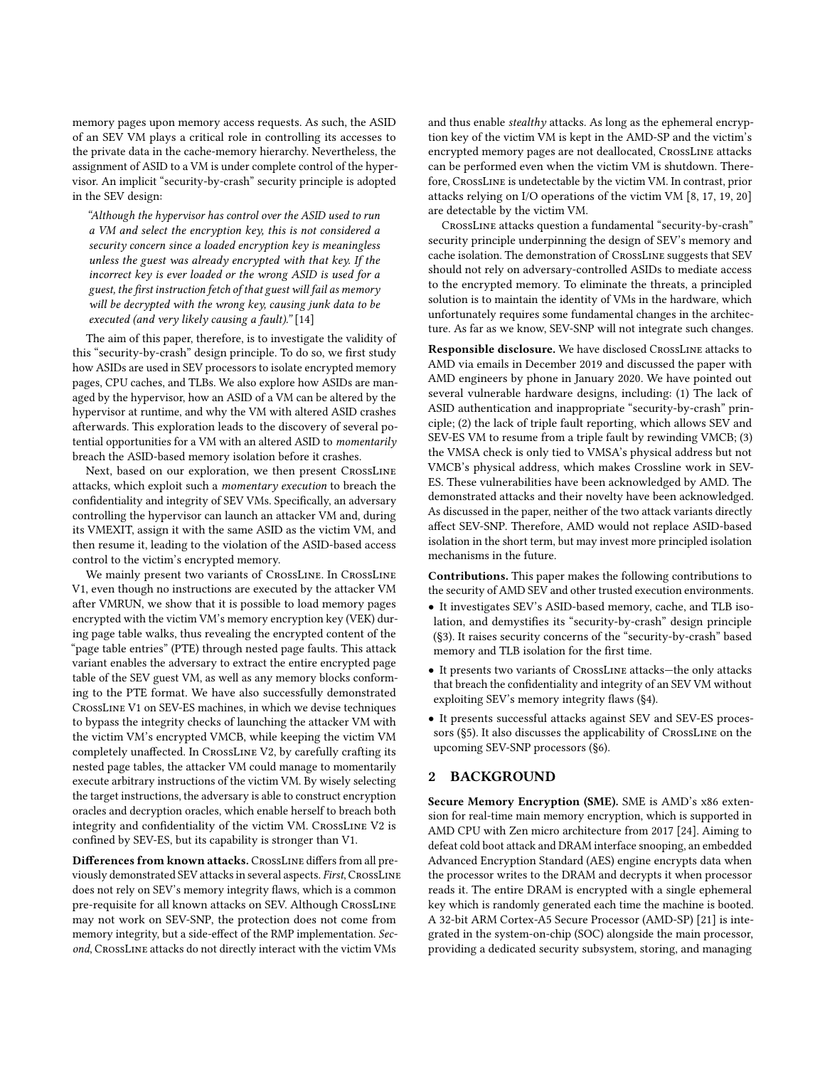memory pages upon memory access requests. As such, the ASID of an SEV VM plays a critical role in controlling its accesses to the private data in the cache-memory hierarchy. Nevertheless, the assignment of ASID to a VM is under complete control of the hypervisor. An implicit "security-by-crash" security principle is adopted in the SEV design:

> *"Although the hypervisor has control over the ASID used to run a VM and select the encryption key, this is not considered a security concern since a loaded encryption key is meaningless unless the guest was already encrypted with that key. If the incorrect key is ever loaded or the wrong ASID is used for a guest, the first instruction fetch of that guest will fail as memory will be decrypted with the wrong key, causing junk data to be executed (and very likely causing a fault)."* [14]

The aim of this paper, therefore, is to investigate the validity of this "security-by-crash" design principle. To do so, we first study how ASIDs are used in SEV processors to isolate encrypted memory pages, CPU caches, and TLBs. We also explore how ASIDs are managed by the hypervisor, how an ASID of a VM can be altered by the hypervisor at runtime, and why the VM with altered ASID crashes afterwards. This exploration leads to the discovery of several potential opportunities for a VM with an altered ASID to *momentarily* breach the ASID-based memory isolation before it crashes.

Next, based on our exploration, we then present CrossLine attacks, which exploit such a *momentary execution* to breach the confidentiality and integrity of SEV VMs. Specifically, an adversary controlling the hypervisor can launch an attacker VM and, during its VMEXIT, assign it with the same ASID as the victim VM, and then resume it, leading to the violation of the ASID-based access control to the victim's encrypted memory.

We mainly present two variants of CrossLine. In CrossLine V1, even though no instructions are executed by the attacker VM after VMRUN, we show that it is possible to load memory pages encrypted with the victim VM's memory encryption key (VEK) during page table walks, thus revealing the encrypted content of the "page table entries" (PTE) through nested page faults. This attack variant enables the adversary to extract the entire encrypted page table of the SEV guest VM, as well as any memory blocks conforming to the PTE format. We have also successfully demonstrated CrossLine V1 on SEV-ES machines, in which we devise techniques to bypass the integrity checks of launching the attacker VM with the victim VM's encrypted VMCB, while keeping the victim VM completely unaffected. In CrossLine V2, by carefully crafting its nested page tables, the attacker VM could manage to momentarily execute arbitrary instructions of the victim VM. By wisely selecting the target instructions, the adversary is able to construct encryption oracles and decryption oracles, which enable herself to breach both integrity and confidentiality of the victim VM. CrossLine V2 is confined by SEV-ES, but its capability is stronger than V1.

**Differences from known attacks.** CrossLine differs from all previously demonstrated SEV attacks in several aspects. *First*, CrossLine does not rely on SEV's memory integrity flaws, which is a common pre-requisite for all known attacks on SEV. Although CrossLine may not work on SEV-SNP, the protection does not come from memory integrity, but a side-effect of the RMP implementation. *Second*, CrossLine attacks do not directly interact with the victim VMs and thus enable *stealthy* attacks. As long as the ephemeral encryption key of the victim VM is kept in the AMD-SP and the victim's encrypted memory pages are not deallocated, CrossLine attacks can be performed even when the victim VM is shutdown. Therefore, CrossLine is undetectable by the victim VM. In contrast, prior attacks relying on I/O operations of the victim VM [8, 17, 19, 20] are detectable by the victim VM.

CrossLine attacks question a fundamental "security-by-crash" security principle underpinning the design of SEV's memory and cache isolation. The demonstration of CrossLine suggests that SEV should not rely on adversary-controlled ASIDs to mediate access to the encrypted memory. To eliminate the threats, a principled solution is to maintain the identity of VMs in the hardware, which unfortunately requires some fundamental changes in the architecture. As far as we know, SEV-SNP will not integrate such changes.

**Responsible disclosure.** We have disclosed CrossLine attacks to AMD via emails in December 2019 and discussed the paper with AMD engineers by phone in January 2020. We have pointed out several vulnerable hardware designs, including: (1) The lack of ASID authentication and inappropriate "security-by-crash" principle; (2) the lack of triple fault reporting, which allows SEV and SEV-ES VM to resume from a triple fault by rewinding VMCB; (3) the VMSA check is only tied to VMSA's physical address but not VMCB's physical address, which makes Crossline work in SEV-ES. These vulnerabilities have been acknowledged by AMD. The demonstrated attacks and their novelty have been acknowledged. As discussed in the paper, neither of the two attack variants directly affect SEV-SNP. Therefore, AMD would not replace ASID-based isolation in the short term, but may invest more principled isolation mechanisms in the future.

**Contributions.** This paper makes the following contributions to the security of AMD SEV and other trusted execution environments.

- It investigates SEV's ASID-based memory, cache, and TLB isolation, and demystifies its "security-by-crash" design principle (§3). It raises security concerns of the "security-by-crash" based memory and TLB isolation for the first time.
- It presents two variants of CrossLine attacks—the only attacks that breach the confidentiality and integrity of an SEV VM without exploiting SEV's memory integrity flaws (§4).
- It presents successful attacks against SEV and SEV-ES processors (§5). It also discusses the applicability of CrossLine on the upcoming SEV-SNP processors (§6).

## 2 BACKGROUND

**Secure Memory Encryption (SME).** SME is AMD's x86 extension for real-time main memory encryption, which is supported in AMD CPU with Zen micro architecture from 2017 [24]. Aiming to defeat cold boot attack and DRAM interface snooping, an embedded Advanced Encryption Standard (AES) engine encrypts data when the processor writes to the DRAM and decrypts it when processor reads it. The entire DRAM is encrypted with a single ephemeral key which is randomly generated each time the machine is booted. A 32-bit ARM Cortex-A5 Secure Processor (AMD-SP) [21] is integrated in the system-on-chip (SOC) alongside the main processor, providing a dedicated security subsystem, storing, and managing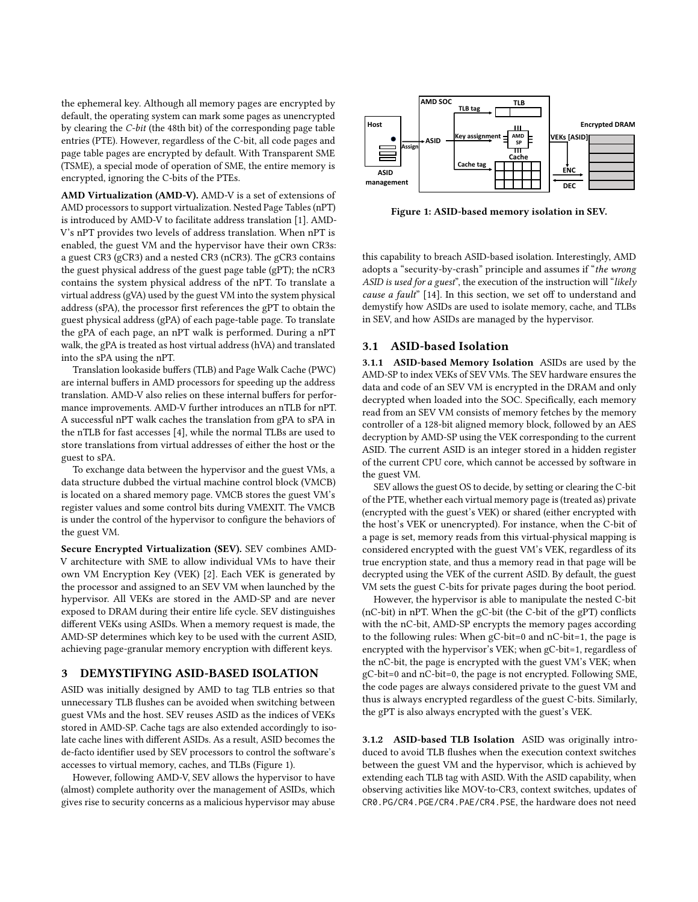the ephemeral key. Although all memory pages are encrypted by default, the operating system can mark some pages as unencrypted by clearing the *C-bit* (the 48th bit) of the corresponding page table entries (PTE). However, regardless of the C-bit, all code pages and page table pages are encrypted by default. With Transparent SME (TSME), a special mode of operation of SME, the entire memory is encrypted, ignoring the C-bits of the PTEs.

**AMD Virtualization (AMD-V).** AMD-V is a set of extensions of AMD processors to support virtualization. Nested Page Tables (nPT) is introduced by AMD-V to facilitate address translation [1]. AMD-V's nPT provides two levels of address translation. When nPT is enabled, the guest VM and the hypervisor have their own CR3s: a guest CR3 (gCR3) and a nested CR3 (nCR3). The gCR3 contains the guest physical address of the guest page table (gPT); the nCR3 contains the system physical address of the nPT. To translate a virtual address (gVA) used by the guest VM into the system physical address (sPA), the processor first references the gPT to obtain the guest physical address (gPA) of each page-table page. To translate the gPA of each page, an nPT walk is performed. During a nPT walk, the gPA is treated as host virtual address (hVA) and translated into the sPA using the nPT.

Translation lookaside buffers (TLB) and Page Walk Cache (PWC) are internal buffers in AMD processors for speeding up the address translation. AMD-V also relies on these internal buffers for performance improvements. AMD-V further introduces an nTLB for nPT. A successful nPT walk caches the translation from gPA to sPA in the nTLB for fast accesses [4], while the normal TLBs are used to store translations from virtual addresses of either the host or the guest to sPA.

To exchange data between the hypervisor and the guest VMs, a data structure dubbed the virtual machine control block (VMCB) is located on a shared memory page. VMCB stores the guest VM's register values and some control bits during VMEXIT. The VMCB is under the control of the hypervisor to configure the behaviors of the guest VM.

**Secure Encrypted Virtualization (SEV).** SEV combines AMD-V architecture with SME to allow individual VMs to have their own VM Encryption Key (VEK) [2]. Each VEK is generated by the processor and assigned to an SEV VM when launched by the hypervisor. All VEKs are stored in the AMD-SP and are never exposed to DRAM during their entire life cycle. SEV distinguishes different VEKs using ASIDs. When a memory request is made, the AMD-SP determines which key to be used with the current ASID, achieving page-granular memory encryption with different keys.

## 3 DEMYSTIFYING ASID-BASED ISOLATION

ASID was initially designed by AMD to tag TLB entries so that unnecessary TLB flushes can be avoided when switching between guest VMs and the host. SEV reuses ASID as the indices of VEKs stored in AMD-SP. Cache tags are also extended accordingly to isolate cache lines with different ASIDs. As a result, ASID becomes the de-facto identifier used by SEV processors to control the software's accesses to virtual memory, caches, and TLBs (Figure 1).

However, following AMD-V, SEV allows the hypervisor to have (almost) complete authority over the management of ASIDs, which gives rise to security concerns as a malicious hypervisor may abuse this capability to breach ASID-based isolation. Interestingly, AMD adopts a "security-by-crash" principle and assumes if "*the wrong ASID is used for a guest*", the execution of the instruction will "*likely cause a fault*" [14]. In this section, we set off to understand and demystify how ASIDs are used to isolate memory, cache, and TLBs in SEV, and how ASIDs are managed by the hypervisor.

Figure 1: ASID-based memory isolation in SEV.

### 3.1 ASID-based Isolation

**3.1.1 ASID-based Memory Isolation** ASIDs are used by the AMD-SP to index VEKs of SEV VMs. The SEV hardware ensures the data and code of an SEV VM is encrypted in the DRAM and only decrypted when loaded into the SOC. Specifically, each memory read from an SEV VM consists of memory fetches by the memory controller of a 128-bit aligned memory block, followed by an AES decryption by AMD-SP using the VEK corresponding to the current ASID. The current ASID is an integer stored in a hidden register of the current CPU core, which cannot be accessed by software in the guest VM.

SEV allows the guest OS to decide, by setting or clearing the C-bit of the PTE, whether each virtual memory page is (treated as) private (encrypted with the guest's VEK) or shared (either encrypted with the host's VEK or unencrypted). For instance, when the C-bit of a page is set, memory reads from this virtual-physical mapping is considered encrypted with the guest VM's VEK, regardless of its true encryption state, and thus a memory read in that page will be decrypted using the VEK of the current ASID. By default, the guest VM sets the guest C-bits for private pages during the boot period.

However, the hypervisor is able to manipulate the nested C-bit (nC-bit) in nPT. When the gC-bit (the C-bit of the gPT) conflicts with the nC-bit, AMD-SP encrypts the memory pages according to the following rules: When gC-bit=0 and nC-bit=1, the page is encrypted with the hypervisor's VEK; when gC-bit=1, regardless of the nC-bit, the page is encrypted with the guest VM's VEK; when gC-bit=0 and nC-bit=0, the page is not encrypted. Following SME, the code pages are always considered private to the guest VM and thus is always encrypted regardless of the guest C-bits. Similarly, the gPT is also always encrypted with the guest's VEK.

**3.1.2 ASID-based TLB Isolation** ASID was originally introduced to avoid TLB flushes when the execution context switches between the guest VM and the hypervisor, which is achieved by extending each TLB tag with ASID. With the ASID capability, when observing activities like MOV-to-CR3, context switches, updates of `CR0.PG/CR4.PGE/CR4.PAE/CR4.PSE`, the hardware does not need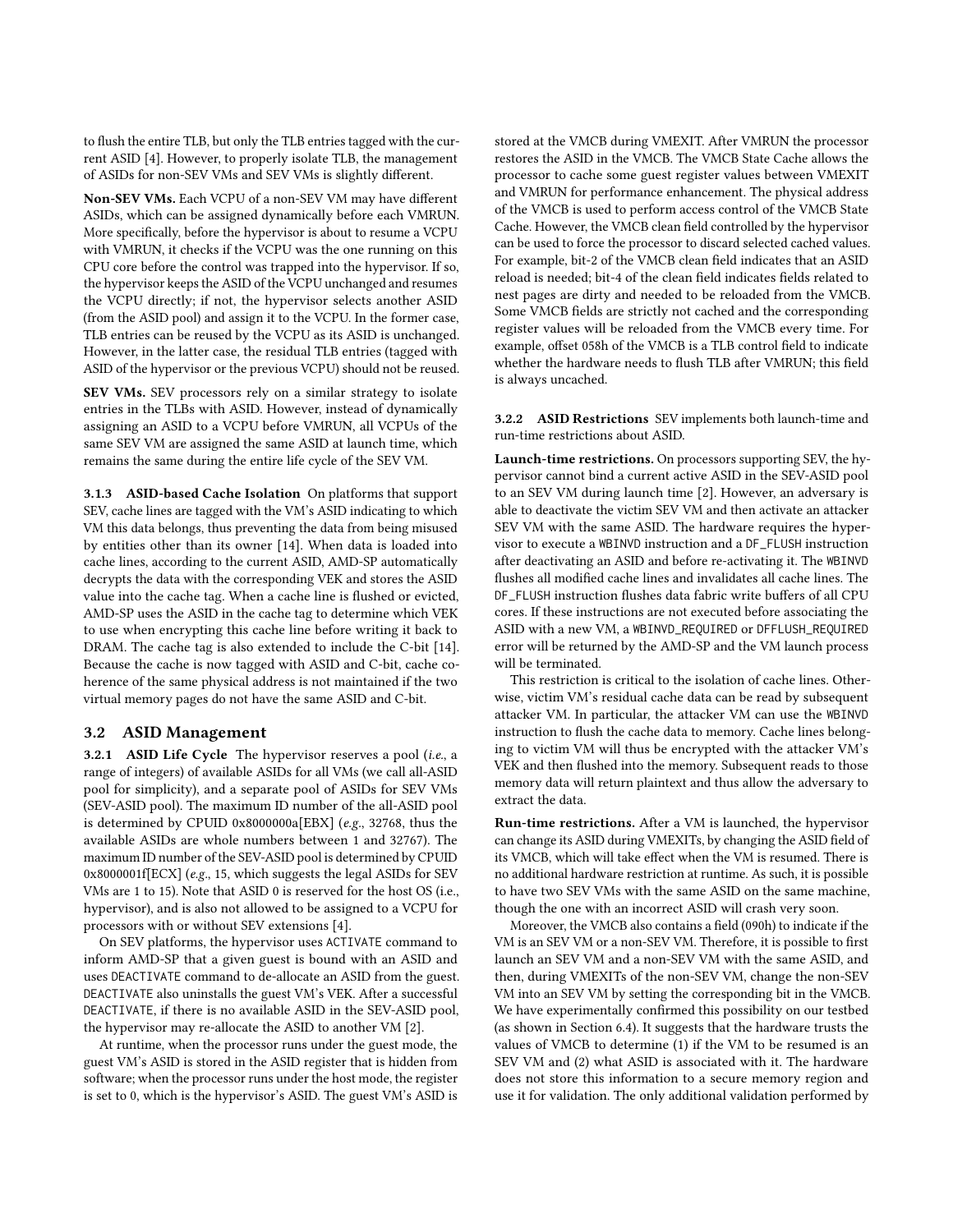to flush the entire TLB, but only the TLB entries tagged with the current ASID [4]. However, to properly isolate TLB, the management of ASIDs for non-SEV VMs and SEV VMs is slightly different.

**Non-SEV VMs.** Each VCPU of a non-SEV VM may have different ASIDs, which can be assigned dynamically before each VMRUN. More specifically, before the hypervisor is about to resume a VCPU with VMRUN, it checks if the VCPU was the one running on this CPU core before the control was trapped into the hypervisor. If so, the hypervisor keeps the ASID of the VCPU unchanged and resumes the VCPU directly; if not, the hypervisor selects another ASID (from the ASID pool) and assign it to the VCPU. In the former case, TLB entries can be reused by the VCPU as its ASID is unchanged. However, in the latter case, the residual TLB entries (tagged with ASID of the hypervisor or the previous VCPU) should not be reused.

**SEV VMs.** SEV processors rely on a similar strategy to isolate entries in the TLBs with ASID. However, instead of dynamically assigning an ASID to a VCPU before VMRUN, all VCPUs of the same SEV VM are assigned the same ASID at launch time, which remains the same during the entire life cycle of the SEV VM.

#### 3.1.3 ASID-based Cache Isolation

On platforms that support SEV, cache lines are tagged with the VM's ASID indicating to which VM this data belongs, thus preventing the data from being misused by entities other than its owner [14]. When data is loaded into cache lines, according to the current ASID, AMD-SP automatically decrypts the data with the corresponding VEK and stores the ASID value into the cache tag. When a cache line is flushed or evicted, AMD-SP uses the ASID in the cache tag to determine which VEK to use when encrypting this cache line before writing it back to DRAM. The cache tag is also extended to include the C-bit [14]. Because the cache is now tagged with ASID and C-bit, cache coherence of the same physical address is not maintained if the two virtual memory pages do not have the same ASID and C-bit.

### 3.2 ASID Management

#### 3.2.1 ASID Life Cycle

The hypervisor reserves a pool (*i.e.*, a range of integers) of available ASIDs for all VMs (we call all-ASID pool for simplicity), and a separate pool of ASIDs for SEV VMs (SEV-ASID pool). The maximum ID number of the all-ASID pool is determined by CPUID 0x8000000a[EBX] (*e.g.*, 32768, thus the available ASIDs are whole numbers between 1 and 32767). The maximum ID number of the SEV-ASID pool is determined by CPUID 0x8000001f[ECX] (*e.g.*, 15, which suggests the legal ASIDs for SEV VMs are 1 to 15). Note that ASID 0 is reserved for the host OS (i.e., hypervisor), and is also not allowed to be assigned to a VCPU for processors with or without SEV extensions [4].

On SEV platforms, the hypervisor uses `ACTIVATE` command to inform AMD-SP that a given guest is bound with an ASID and uses `DEACTIVATE` command to de-allocate an ASID from the guest. `DEACTIVATE` also uninstalls the guest VM's VEK. After a successful `DEACTIVATE`, if there is no available ASID in the SEV-ASID pool, the hypervisor may re-allocate the ASID to another VM [2].

At runtime, when the processor runs under the guest mode, the guest VM's ASID is stored in the ASID register that is hidden from software; when the processor runs under the host mode, the register is set to 0, which is the hypervisor's ASID. The guest VM's ASID is stored at the VMCB during VMEXIT. After VMRUN the processor restores the ASID in the VMCB. The VMCB State Cache allows the processor to cache some guest register values between VMEXIT and VMRUN for performance enhancement. The physical address of the VMCB is used to perform access control of the VMCB State Cache. However, the VMCB clean field controlled by the hypervisor can be used to force the processor to discard selected cached values. For example, bit-2 of the VMCB clean field indicates that an ASID reload is needed; bit-4 of the clean field indicates fields related to nest pages are dirty and needed to be reloaded from the VMCB. Some VMCB fields are strictly not cached and the corresponding register values will be reloaded from the VMCB every time. For example, offset 058h of the VMCB is a TLB control field to indicate whether the hardware needs to flush TLB after VMRUN; this field is always uncached.

#### 3.2.2 ASID Restrictions

SEV implements both launch-time and run-time restrictions about ASID.

**Launch-time restrictions.** On processors supporting SEV, the hypervisor cannot bind a current active ASID in the SEV-ASID pool to an SEV VM during launch time [2]. However, an adversary is able to deactivate the victim SEV VM and then activate an attacker SEV VM with the same ASID. The hardware requires the hypervisor to execute a `WBINVD` instruction and a `DF_FLUSH` instruction after deactivating an ASID and before re-activating it. The `WBINVD` flushes all modified cache lines and invalidates all cache lines. The `DF_FLUSH` instruction flushes data fabric write buffers of all CPU cores. If these instructions are not executed before associating the ASID with a new VM, a `WBINVD_REQUIRED` or `DFFLUSH_REQUIRED` error will be returned by the AMD-SP and the VM launch process will be terminated.

This restriction is critical to the isolation of cache lines. Otherwise, victim VM's residual cache data can be read by subsequent attacker VM. In particular, the attacker VM can use the `WBINVD` instruction to flush the cache data to memory. Cache lines belonging to victim VM will thus be encrypted with the attacker VM's VEK and then flushed into the memory. Subsequent reads to those memory data will return plaintext and thus allow the adversary to extract the data.

**Run-time restrictions.** After a VM is launched, the hypervisor can change its ASID during VMEXITs, by changing the ASID field of its VMCB, which will take effect when the VM is resumed. There is no additional hardware restriction at runtime. As such, it is possible to have two SEV VMs with the same ASID on the same machine, though the one with an incorrect ASID will crash very soon.

Moreover, the VMCB also contains a field (090h) to indicate if the VM is an SEV VM or a non-SEV VM. Therefore, it is possible to first launch an SEV VM and a non-SEV VM with the same ASID, and then, during VMEXITs of the non-SEV VM, change the non-SEV VM into an SEV VM by setting the corresponding bit in the VMCB. We have experimentally confirmed this possibility on our testbed (as shown in Section 6.4). It suggests that the hardware trusts the values of VMCB to determine (1) if the VM to be resumed is an SEV VM and (2) what ASID is associated with it. The hardware does not store this information to a secure memory region and use it for validation. The only additional validation performed by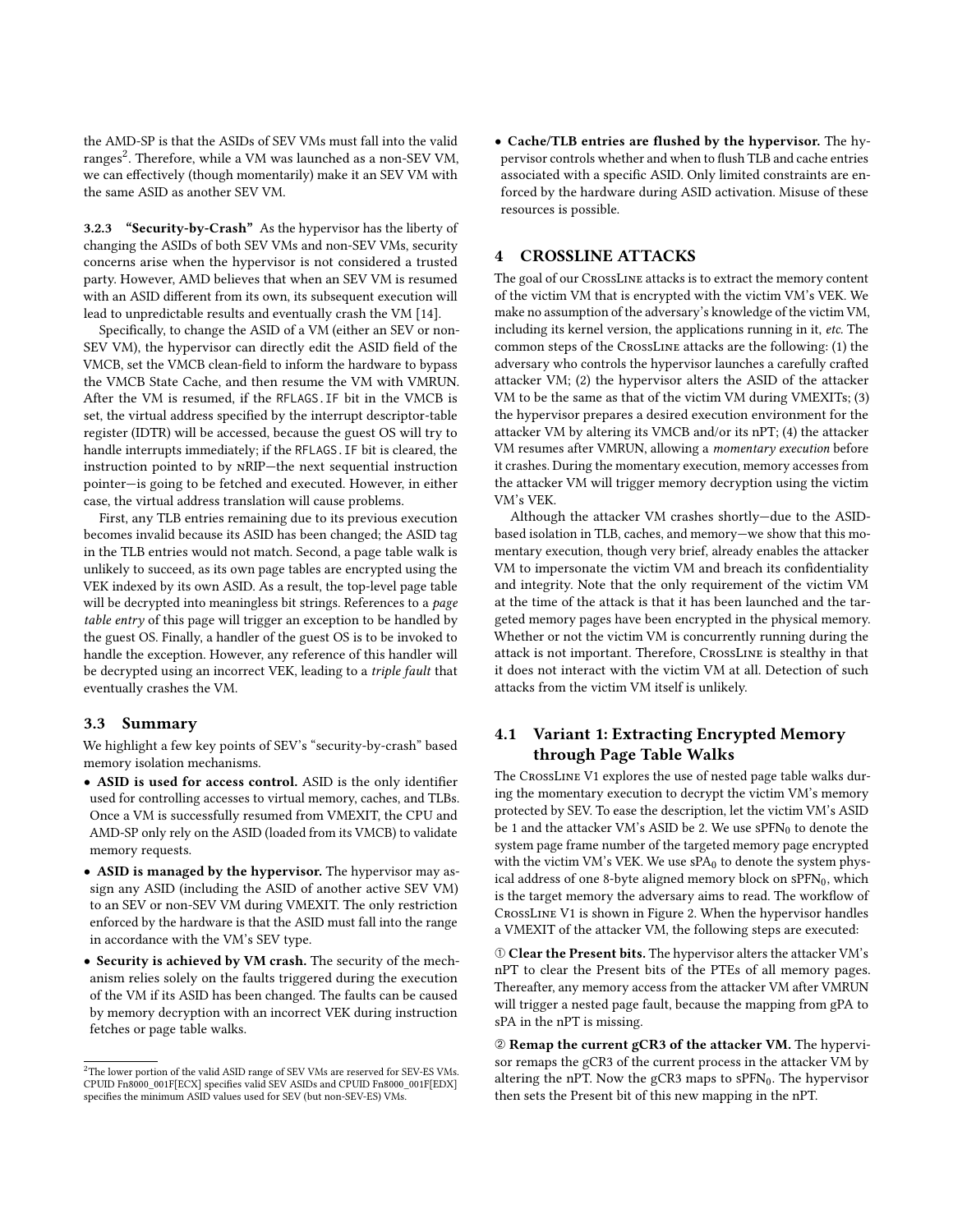the AMD-SP is that the ASIDs of SEV VMs must fall into the valid ranges[2]. Therefore, while a VM was launched as a non-SEV VM, we can effectively (though momentarily) make it an SEV VM with the same ASID as another SEV VM.

#### 3.2.3 "Security-by-Crash"

As the hypervisor has the liberty of changing the ASIDs of both SEV VMs and non-SEV VMs, security concerns arise when the hypervisor is not considered a trusted party. However, AMD believes that when an SEV VM is resumed with an ASID different from its own, its subsequent execution will lead to unpredictable results and eventually crash the VM [14].

Specifically, to change the ASID of a VM (either an SEV or non-SEV VM), the hypervisor can directly edit the ASID field of the VMCB, set the VMCB clean-field to inform the hardware to bypass the VMCB State Cache, and then resume the VM with VMRUN. After the VM is resumed, if the `RFLAGS.IF` bit in the VMCB is set, the virtual address specified by the interrupt descriptor-table register (IDTR) will be accessed, because the guest OS will try to handle interrupts immediately; if the `RFLAGS.IF` bit is cleared, the instruction pointed to by nRIP—the next sequential instruction pointer—is going to be fetched and executed. However, in either case, the virtual address translation will cause problems.

First, any TLB entries remaining due to its previous execution becomes invalid because its ASID has been changed; the ASID tag in the TLB entries would not match. Second, a page table walk is unlikely to succeed, as its own page tables are encrypted using the VEK indexed by its own ASID. As a result, the top-level page table will be decrypted into meaningless bit strings. References to a *page table entry* of this page will trigger an exception to be handled by the guest OS. Finally, a handler of the guest OS is to be invoked to handle the exception. However, any reference of this handler will be decrypted using an incorrect VEK, leading to a *triple fault* that eventually crashes the VM.

### 3.3 Summary

We highlight a few key points of SEV's "security-by-crash" based memory isolation mechanisms.

- **ASID is used for access control.** ASID is the only identifier used for controlling accesses to virtual memory, caches, and TLBs. Once a VM is successfully resumed from VMEXIT, the CPU and AMD-SP only rely on the ASID (loaded from its VMCB) to validate memory requests.
- **ASID is managed by the hypervisor.** The hypervisor may assign any ASID (including the ASID of another active SEV VM) to an SEV or non-SEV VM during VMEXIT. The only restriction enforced by the hardware is that the ASID must fall into the range in accordance with the VM's SEV type.
- **Security is achieved by VM crash.** The security of the mechanism relies solely on the faults triggered during the execution of the VM if its ASID has been changed. The faults can be caused by memory decryption with an incorrect VEK during instruction fetches or page table walks.
- **Cache/TLB entries are flushed by the hypervisor.** The hypervisor controls whether and when to flush TLB and cache entries associated with a specific ASID. Only limited constraints are enforced by the hardware during ASID activation. Misuse of these resources is possible.

## 4 CROSSLINE ATTACKS

The goal of our CrossLine attacks is to extract the memory content of the victim VM that is encrypted with the victim VM's VEK. We make no assumption of the adversary's knowledge of the victim VM, including its kernel version, the applications running in it, *etc*. The common steps of the CrossLine attacks are the following: (1) the adversary who controls the hypervisor launches a carefully crafted attacker VM; (2) the hypervisor alters the ASID of the attacker VM to be the same as that of the victim VM during VMEXITs; (3) the hypervisor prepares a desired execution environment for the attacker VM by altering its VMCB and/or its nPT; (4) the attacker VM resumes after VMRUN, allowing a *momentary execution* before it crashes. During the momentary execution, memory accesses from the attacker VM will trigger memory decryption using the victim VM's VEK.

Although the attacker VM crashes shortly—due to the ASID-based isolation in TLB, caches, and memory—we show that this momentary execution, though very brief, already enables the attacker VM to impersonate the victim VM and breach its confidentiality and integrity. Note that the only requirement of the victim VM at the time of the attack is that it has been launched and the targeted memory pages have been encrypted in the physical memory. Whether or not the victim VM is concurrently running during the attack is not important. Therefore, CrossLine is stealthy in that it does not interact with the victim VM at all. Detection of such attacks from the victim VM itself is unlikely.

### 4.1 Variant 1: Extracting Encrypted Memory through Page Table Walks

The CrossLine V1 explores the use of nested page table walks during the momentary execution to decrypt the victim VM's memory protected by SEV. To ease the description, let the victim VM's ASID be 1 and the attacker VM's ASID be 2. We use $sPFN_0$ to denote the system page frame number of the targeted memory page encrypted with the victim VM's VEK. We use $sPA_0$ to denote the system physical address of one 8-byte aligned memory block on $sPFN_0$, which is the target memory the adversary aims to read. The workflow of CrossLine V1 is shown in Figure 2. When the hypervisor handles a VMEXIT of the attacker VM, the following steps are executed:

① **Clear the Present bits.** The hypervisor alters the attacker VM's nPT to clear the Present bits of the PTEs of all memory pages. Thereafter, any memory access from the attacker VM after VMRUN will trigger a nested page fault, because the mapping from gPA to sPA in the nPT is missing.

② **Remap the current gCR3 of the attacker VM.** The hypervisor remaps the gCR3 of the current process in the attacker VM by altering the nPT. Now the gCR3 maps to $sPFN_0$. The hypervisor then sets the Present bit of this new mapping in the nPT.

[2] The lower portion of the valid ASID range of SEV VMs are reserved for SEV-ES VMs. CPUID Fn8000_001F[ECX] specifies valid SEV ASIDs and CPUID Fn8000_001F[EDX] specifies the minimum ASID values used for SEV (but non-SEV-ES) VMs.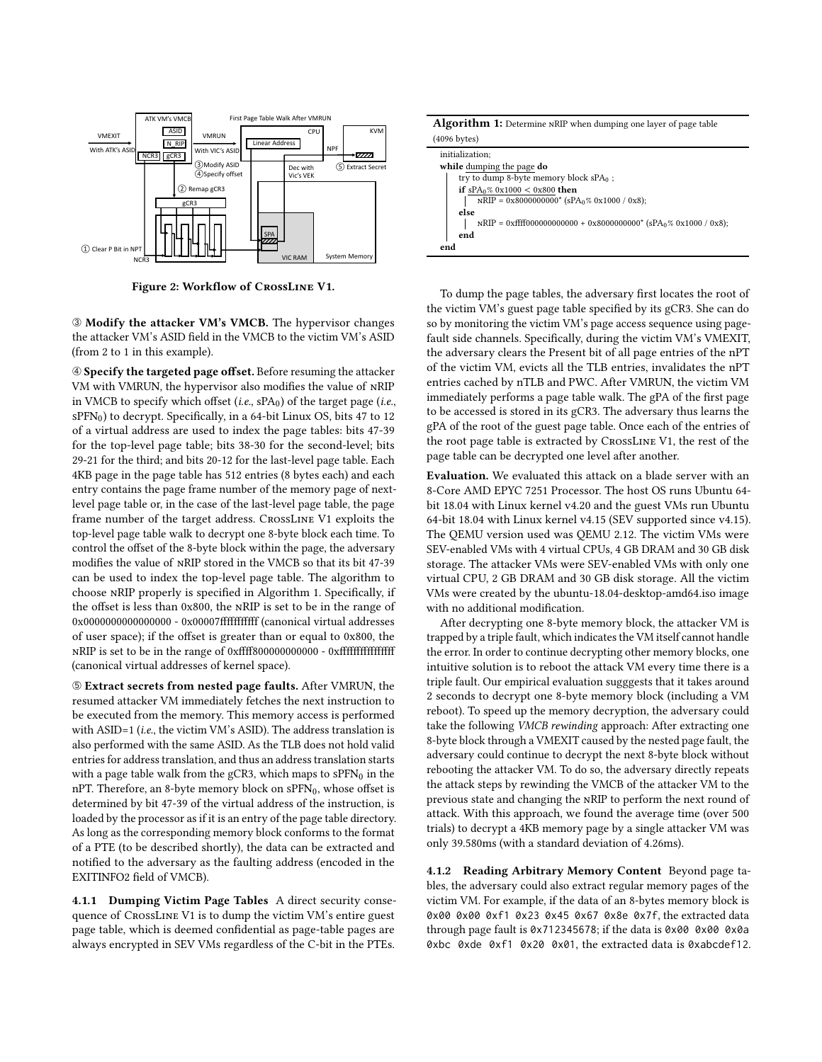Figure 2: Workflow of CrossLine V1.

③ **Modify the attacker VM's VMCB.** The hypervisor changes the attacker VM's ASID field in the VMCB to the victim VM's ASID (from 2 to 1 in this example).

④ **Specify the targeted page offset.** Before resuming the attacker VM with VMRUN, the hypervisor also modifies the value of nRIP in VMCB to specify which offset (*i.e.*, $sPA_0$) of the target page (*i.e.*, $sPFN_0$) to decrypt. Specifically, in a 64-bit Linux OS, bits 47 to 12 of a virtual address are used to index the page tables: bits 47-39 for the top-level page table; bits 38-30 for the second-level; bits 29-21 for the third; and bits 20-12 for the last-level page table. Each 4KB page in the page table has 512 entries (8 bytes each) and each entry contains the page frame number of the memory page of next-level page table or, in the case of the last-level page table, the page frame number of the target address. CrossLine V1 exploits the top-level page table walk to decrypt one 8-byte block each time. To control the offset of the 8-byte block within the page, the adversary modifies the value of nRIP stored in the VMCB so that its bit 47-39 can be used to index the top-level page table. The algorithm to choose nRIP properly is specified in Algorithm 1. Specifically, if the offset is less than 0x800, the nRIP is set to be in the range of 0x0000000000000000 - 0x00007fffffffffff (canonical virtual addresses of user space); if the offset is greater than or equal to 0x800, the nRIP is set to be in the range of 0xffff800000000000 - 0xffffffffffffffff (canonical virtual addresses of kernel space).

⑤ **Extract secrets from nested page faults.** After VMRUN, the resumed attacker VM immediately fetches the next instruction to be executed from the memory. This memory access is performed with ASID=1 (*i.e.*, the victim VM's ASID). The address translation is also performed with the same ASID. As the TLB does not hold valid entries for address translation, and thus an address translation starts with a page table walk from the gCR3, which maps to $sPFN_0$ in the nPT. Therefore, an 8-byte memory block on $sPFN_0$, whose offset is determined by bit 47-39 of the virtual address of the instruction, is loaded by the processor as if it is an entry of the page table directory. As long as the corresponding memory block conforms to the format of a PTE (to be described shortly), the data can be extracted and notified to the adversary as the faulting address (encoded in the EXITINFO2 field of VMCB).

#### 4.1.1 Dumping Victim Page Tables

A direct security consequence of CrossLine V1 is to dump the victim VM's entire guest page table, which is deemed confidential as page-table pages are always encrypted in SEV VMs regardless of the C-bit in the PTEs.

**Algorithm 1:** Determine nRIP when dumping one layer of page table (4096 bytes)

```
initialization;
while dumping the page do
    try to dump 8-byte memory block sPA0 ;
    if sPA0% 0x1000 < 0x800 then
        nRIP = 0x8000000000* (sPA0% 0x1000 / 0x8);
    else
        nRIP = 0xffff000000000000 + 0x8000000000* (sPA0% 0x1000 / 0x8);
    end
end
```

To dump the page tables, the adversary first locates the root of the victim VM's guest page table specified by its gCR3. She can do so by monitoring the victim VM's page access sequence using page-fault side channels. Specifically, during the victim VM's VMEXIT, the adversary clears the Present bit of all page entries of the nPT of the victim VM, evicts all the TLB entries, invalidates the nPT entries cached by nTLB and PWC. After VMRUN, the victim VM immediately performs a page table walk. The gPA of the first page to be accessed is stored in its gCR3. The adversary thus learns the gPA of the root of the guest page table. Once each of the entries of the root page table is extracted by CrossLine V1, the rest of the page table can be decrypted one level after another.

**Evaluation.** We evaluated this attack on a blade server with an 8-Core AMD EPYC 7251 Processor. The host OS runs Ubuntu 64-bit 18.04 with Linux kernel v4.20 and the guest VMs run Ubuntu 64-bit 18.04 with Linux kernel v4.15 (SEV supported since v4.15). The QEMU version used was QEMU 2.12. The victim VMs were SEV-enabled VMs with 4 virtual CPUs, 4 GB DRAM and 30 GB disk storage. The attacker VMs were SEV-enabled VMs with only one virtual CPU, 2 GB DRAM and 30 GB disk storage. All the victim VMs were created by the ubuntu-18.04-desktop-amd64.iso image with no additional modification.

After decrypting one 8-byte memory block, the attacker VM is trapped by a triple fault, which indicates the VM itself cannot handle the error. In order to continue decrypting other memory blocks, one intuitive solution is to reboot the attack VM every time there is a triple fault. Our empirical evaluation sugggests that it takes around 2 seconds to decrypt one 8-byte memory block (including a VM reboot). To speed up the memory decryption, the adversary could take the following *VMCB rewinding* approach: After extracting one 8-byte block through a VMEXIT caused by the nested page fault, the adversary could continue to decrypt the next 8-byte block without rebooting the attacker VM. To do so, the adversary directly repeats the attack steps by rewinding the VMCB of the attacker VM to the previous state and changing the nRIP to perform the next round of attack. With this approach, we found the average time (over 500 trials) to decrypt a 4KB memory page by a single attacker VM was only 39.580ms (with a standard deviation of 4.26ms).

#### 4.1.2 Reading Arbitrary Memory Content

Beyond page tables, the adversary could also extract regular memory pages of the victim VM. For example, if the data of an 8-bytes memory block is `0x00 0x00 0xf1 0x23 0x45 0x67 0x8e 0x7f`, the extracted data through page fault is `0x712345678`; if the data is `0x00 0x00 0x0a 0xbc 0xde 0xf1 0x20 0x01`, the extracted data is `0xabcdef12`.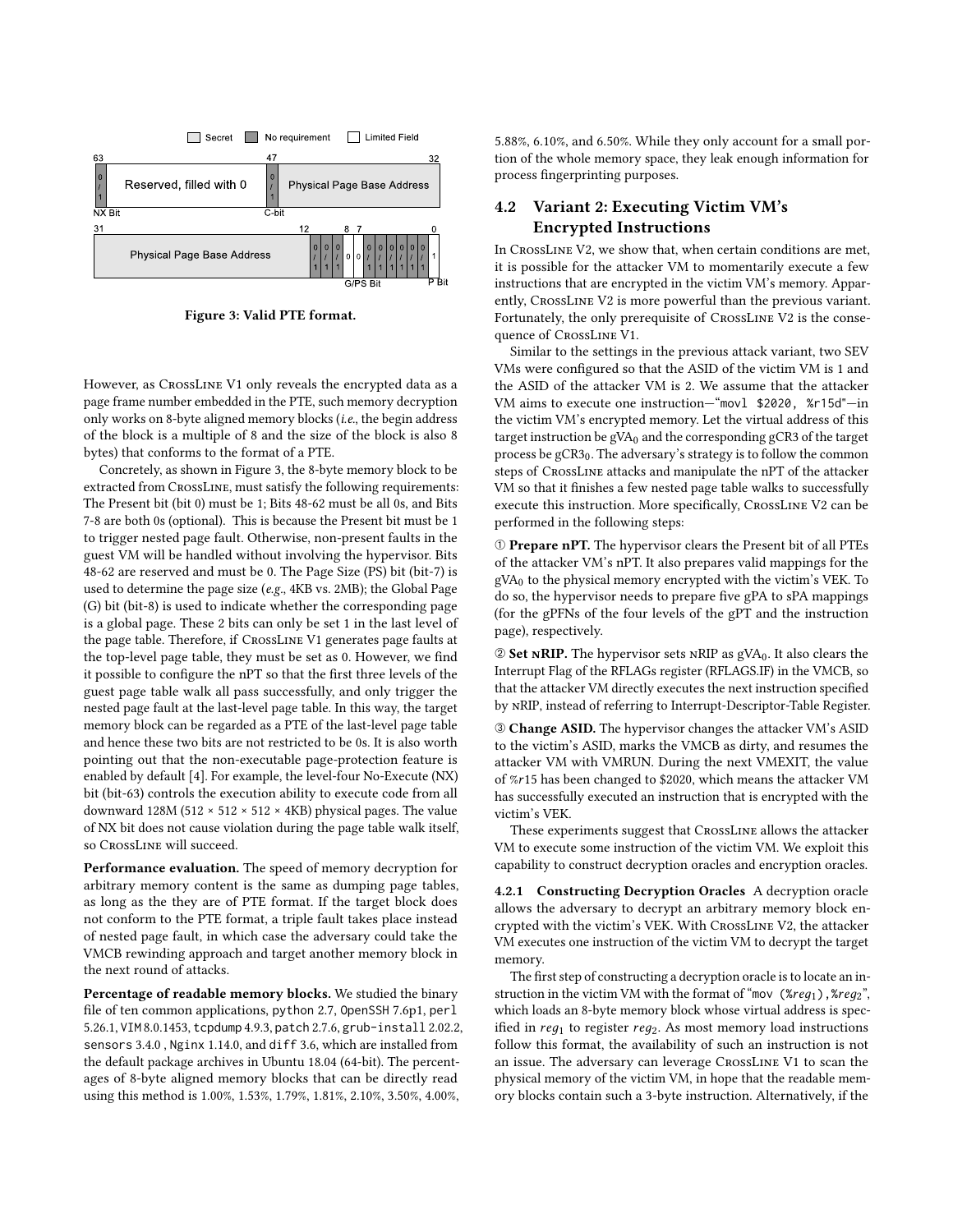Figure 3: Valid PTE format.

However, as CrossLine V1 only reveals the encrypted data as a page frame number embedded in the PTE, such memory decryption only works on 8-byte aligned memory blocks (*i.e.*, the begin address of the block is a multiple of 8 and the size of the block is also 8 bytes) that conforms to the format of a PTE.

Concretely, as shown in Figure 3, the 8-byte memory block to be extracted from CrossLine, must satisfy the following requirements: The Present bit (bit 0) must be 1; Bits 48-62 must be all 0s, and Bits 7-8 are both 0s (optional). This is because the Present bit must be 1 to trigger nested page fault. Otherwise, non-present faults in the guest VM will be handled without involving the hypervisor. Bits 48-62 are reserved and must be 0. The Page Size (PS) bit (bit-7) is used to determine the page size (*e.g.*, 4KB vs. 2MB); the Global Page (G) bit (bit-8) is used to indicate whether the corresponding page is a global page. These 2 bits can only be set 1 in the last level of the page table. Therefore, if CrossLine V1 generates page faults at the top-level page table, they must be set as 0. However, we find it possible to configure the nPT so that the first three levels of the guest page table walk all pass successfully, and only trigger the nested page fault at the last-level page table. In this way, the target memory block can be regarded as a PTE of the last-level page table and hence these two bits are not restricted to be 0s. It is also worth pointing out that the non-executable page-protection feature is enabled by default [4]. For example, the level-four No-Execute (NX) bit (bit-63) controls the execution ability to execute code from all downward 128M (512 × 512 × 4KB) physical pages. The value of NX bit does not cause violation during the page table walk itself, so CrossLine will succeed.

**Performance evaluation.** The speed of memory decryption for arbitrary memory content is the same as dumping page tables, as long as the they are of PTE format. If the target block does not conform to the PTE format, a triple fault takes place instead of nested page fault, in which case the adversary could take the VMCB rewinding approach and target another memory block in the next round of attacks.

**Percentage of readable memory blocks.** We studied the binary file of ten common applications, python 2.7, OpenSSH 7.6p1, perl 5.26.1, VIM 8.0.1453, tcpdump 4.9.3, patch 2.7.6, grub-install 2.02.2, sensors 3.4.0 , Nginx 1.14.0, and diff 3.6, which are installed from the default package archives in Ubuntu 18.04 (64-bit). The percentages of 8-byte aligned memory blocks that can be directly read using this method is 1.00%, 1.53%, 1.79%, 1.81%, 2.10%, 3.50%, 4.00%, 5.88%, 6.10%, and 6.50%. While they only account for a small portion of the whole memory space, they leak enough information for process fingerprinting purposes.

## 4.2 Variant 2: Executing Victim VM's Encrypted Instructions

In CrossLine V2, we show that, when certain conditions are met, it is possible for the attacker VM to momentarily execute a few instructions that are encrypted in the victim VM's memory. Apparently, CrossLine V2 is more powerful than the previous variant. Fortunately, the only prerequisite of CrossLine V2 is the consequence of CrossLine V1.

Similar to the settings in the previous attack variant, two SEV VMs were configured so that the ASID of the victim VM is 1 and the ASID of the attacker VM is 2. We assume that the attacker VM aims to execute one instruction—"movl $2020, %r15d"—in the victim VM's encrypted memory. Let the virtual address of this target instruction be $gVA_0$ and the corresponding gCR3 of the target process be $gCR3_0$. The adversary's strategy is to follow the common steps of CrossLine attacks and manipulate the nPT of the attacker VM so that it finishes a few nested page table walks to successfully execute this instruction. More specifically, CrossLine V2 can be performed in the following steps:

① **Prepare nPT.** The hypervisor clears the Present bit of all PTEs of the attacker VM's nPT. It also prepares valid mappings for the $gVA_0$ to the physical memory encrypted with the victim's VEK. To do so, the hypervisor needs to prepare five gPA to sPA mappings (for the gPFNs of the four levels of the gPT and the instruction page), respectively.

② **Set nRIP.** The hypervisor sets nRIP as $gVA_0$. It also clears the Interrupt Flag of the RFLAGs register (RFLAGS.IF) in the VMCB, so that the attacker VM directly executes the next instruction specified by nRIP, instead of referring to Interrupt-Descriptor-Table Register.

③ **Change ASID.** The hypervisor changes the attacker VM's ASID to the victim's ASID, marks the VMCB as dirty, and resumes the attacker VM with VMRUN. During the next VMEXIT, the value of %r15 has been changed to $2020, which means the attacker VM has successfully executed an instruction that is encrypted with the victim's VEK.

These experiments suggest that CrossLine allows the attacker VM to execute some instruction of the victim VM. We exploit this capability to construct decryption oracles and encryption oracles.

#### 4.2.1 Constructing Decryption Oracles

A decryption oracle allows the adversary to decrypt an arbitrary memory block encrypted with the victim's VEK. With CrossLine V2, the attacker VM executes one instruction of the victim VM to decrypt the target memory.

The first step of constructing a decryption oracle is to locate an instruction in the victim VM with the format of "mov (%$reg_1$),%$reg_2$", which loads an 8-byte memory block whose virtual address is specified in $reg_1$ to register $reg_2$. As most memory load instructions follow this format, the availability of such an instruction is not an issue. The adversary can leverage CrossLine V1 to scan the physical memory of the victim VM, in hope that the readable memory blocks contain such a 3-byte instruction. Alternatively, if the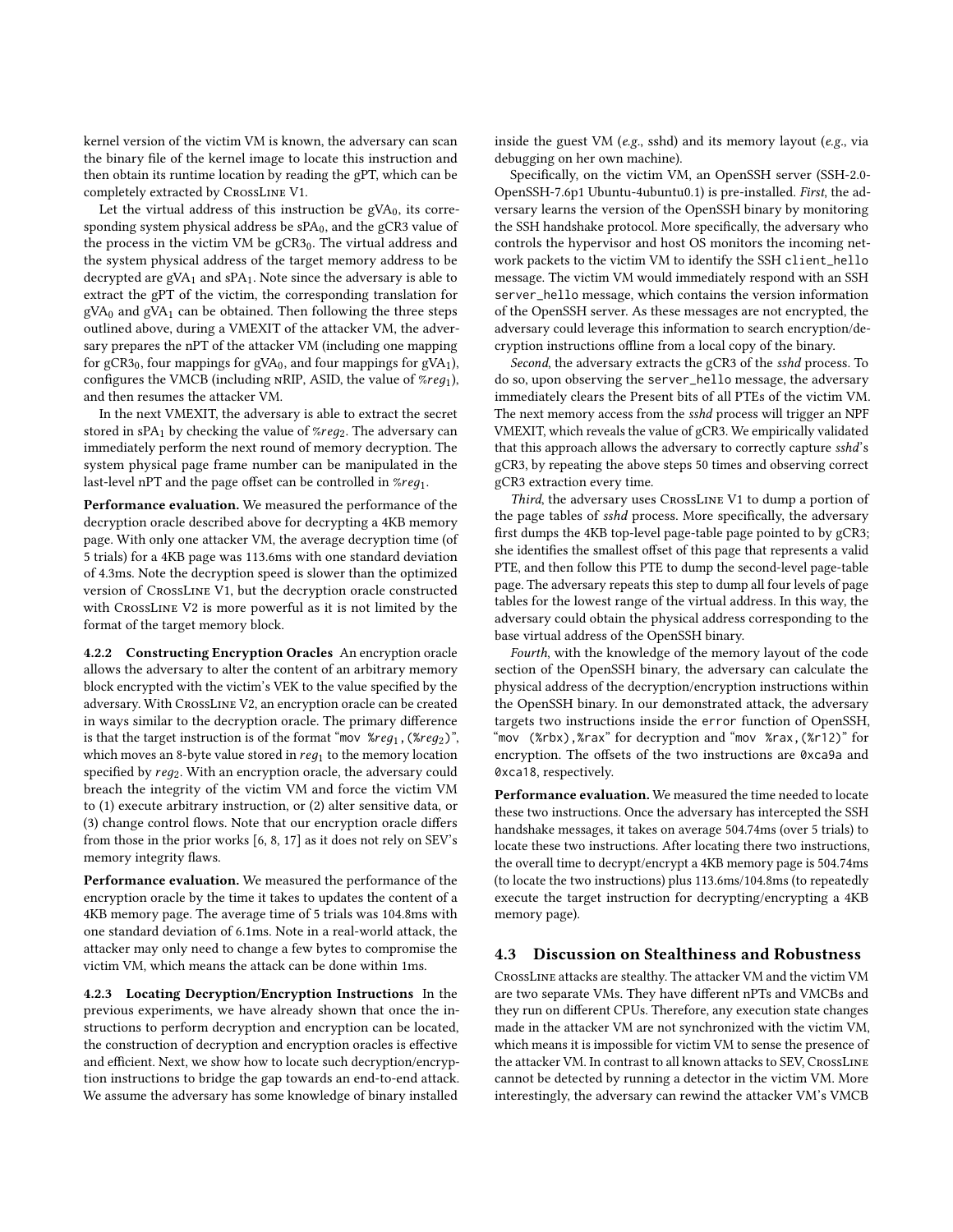kernel version of the victim VM is known, the adversary can scan the binary file of the kernel image to locate this instruction and then obtain its runtime location by reading the gPT, which can be completely extracted by CrossLine V1.

Let the virtual address of this instruction be $gVA_0$, its corresponding system physical address be $sPA_0$, and the gCR3 value of the process in the victim VM be $gCR3_0$. The virtual address and the system physical address of the target memory address to be decrypted are $gVA_1$ and $sPA_1$. Note since the adversary is able to extract the gPT of the victim, the corresponding translation for $gVA_0$ and $gVA_1$ can be obtained. Then following the three steps outlined above, during a VMEXIT of the attacker VM, the adversary prepares the nPT of the attacker VM (including one mapping for $gCR3_0$, four mappings for $gVA_0$, and four mappings for $gVA_1$), configures the VMCB (including nRIP, ASID, the value of $\%reg_1$), and then resumes the attacker VM.

In the next VMEXIT, the adversary is able to extract the secret stored in $sPA_1$ by checking the value of $\%reg_2$. The adversary can immediately perform the next round of memory decryption. The system physical page frame number can be manipulated in the last-level nPT and the page offset can be controlled in $\%reg_1$.

**Performance evaluation.** We measured the performance of the decryption oracle described above for decrypting a 4KB memory page. With only one attacker VM, the average decryption time (of 5 trials) for a 4KB page was 113.6ms with one standard deviation of 4.3ms. Note the decryption speed is slower than the optimized version of CrossLine V1, but the decryption oracle constructed with CrossLine V2 is more powerful as it is not limited by the format of the target memory block.

#### 4.2.2 Constructing Encryption Oracles

An encryption oracle allows the adversary to alter the content of an arbitrary memory block encrypted with the victim's VEK to the value specified by the adversary. With CrossLine V2, an encryption oracle can be created in ways similar to the decryption oracle. The primary difference is that the target instruction is of the format "mov $\%reg_1$,($\%reg_2$)", which moves an 8-byte value stored in $reg_1$ to the memory location specified by $reg_2$. With an encryption oracle, the adversary could breach the integrity of the victim VM and force the victim VM to (1) execute arbitrary instruction, or (2) alter sensitive data, or (3) change control flows. Note that our encryption oracle differs from those in the prior works [6, 8, 17] as it does not rely on SEV's memory integrity flaws.

**Performance evaluation.** We measured the performance of the encryption oracle by the time it takes to updates the content of a 4KB memory page. The average time of 5 trials was 104.8ms with one standard deviation of 6.1ms. Note in a real-world attack, the attacker may only need to change a few bytes to compromise the victim VM, which means the attack can be done within 1ms.

#### 4.2.3 Locating Decryption/Encryption Instructions

In the previous experiments, we have already shown that once the instructions to perform decryption and encryption can be located, the construction of decryption and encryption oracles is effective and efficient. Next, we show how to locate such decryption/encryption instructions to bridge the gap towards an end-to-end attack. We assume the adversary has some knowledge of binary installed inside the guest VM (*e.g.*, sshd) and its memory layout (*e.g.*, via debugging on her own machine).

Specifically, on the victim VM, an OpenSSH server (SSH-2.0-OpenSSH-7.6p1 Ubuntu-4ubuntu0.1) is pre-installed. *First*, the adversary learns the version of the OpenSSH binary by monitoring the SSH handshake protocol. More specifically, the adversary who controls the hypervisor and host OS monitors the incoming network packets to the victim VM to identify the SSH `client_hello` message. The victim VM would immediately respond with an SSH `server_hello` message, which contains the version information of the OpenSSH server. As these messages are not encrypted, the adversary could leverage this information to search encryption/decryption instructions offline from a local copy of the binary.

*Second*, the adversary extracts the gCR3 of the *sshd* process. To do so, upon observing the `server_hello` message, the adversary immediately clears the Present bits of all PTEs of the victim VM. The next memory access from the *sshd* process will trigger an NPF VMEXIT, which reveals the value of gCR3. We empirically validated that this approach allows the adversary to correctly capture *sshd*'s gCR3, by repeating the above steps 50 times and observing correct gCR3 extraction every time.

*Third*, the adversary uses CrossLine V1 to dump a portion of the page tables of *sshd* process. More specifically, the adversary first dumps the 4KB top-level page-table page pointed to by gCR3; she identifies the smallest offset of this page that represents a valid PTE, and then follow this PTE to dump the second-level page-table page. The adversary repeats this step to dump all four levels of page tables for the lowest range of the virtual address. In this way, the adversary could obtain the physical address corresponding to the base virtual address of the OpenSSH binary.

*Fourth*, with the knowledge of the memory layout of the code section of the OpenSSH binary, the adversary can calculate the physical address of the decryption/encryption instructions within the OpenSSH binary. In our demonstrated attack, the adversary targets two instructions inside the `error` function of OpenSSH, "`mov (%rbx),%rax`" for decryption and "`mov %rax,(%r12)`" for encryption. The offsets of the two instructions are `0xca9a` and `0xca18`, respectively.

**Performance evaluation.** We measured the time needed to locate these two instructions. Once the adversary has intercepted the SSH handshake messages, it takes on average 504.74ms (over 5 trials) to locate these two instructions. After locating there two instructions, the overall time to decrypt/encrypt a 4KB memory page is 504.74ms (to locate the two instructions) plus 113.6ms/104.8ms (to repeatedly execute the target instruction for decrypting/encrypting a 4KB memory page).

### 4.3 Discussion on Stealthiness and Robustness

CrossLine attacks are stealthy. The attacker VM and the victim VM are two separate VMs. They have different nPTs and VMCBs and they run on different CPUs. Therefore, any execution state changes made in the attacker VM are not synchronized with the victim VM, which means it is impossible for victim VM to sense the presence of the attacker VM. In contrast to all known attacks to SEV, CrossLine cannot be detected by running a detector in the victim VM. More interestingly, the adversary can rewind the attacker VM's VMCB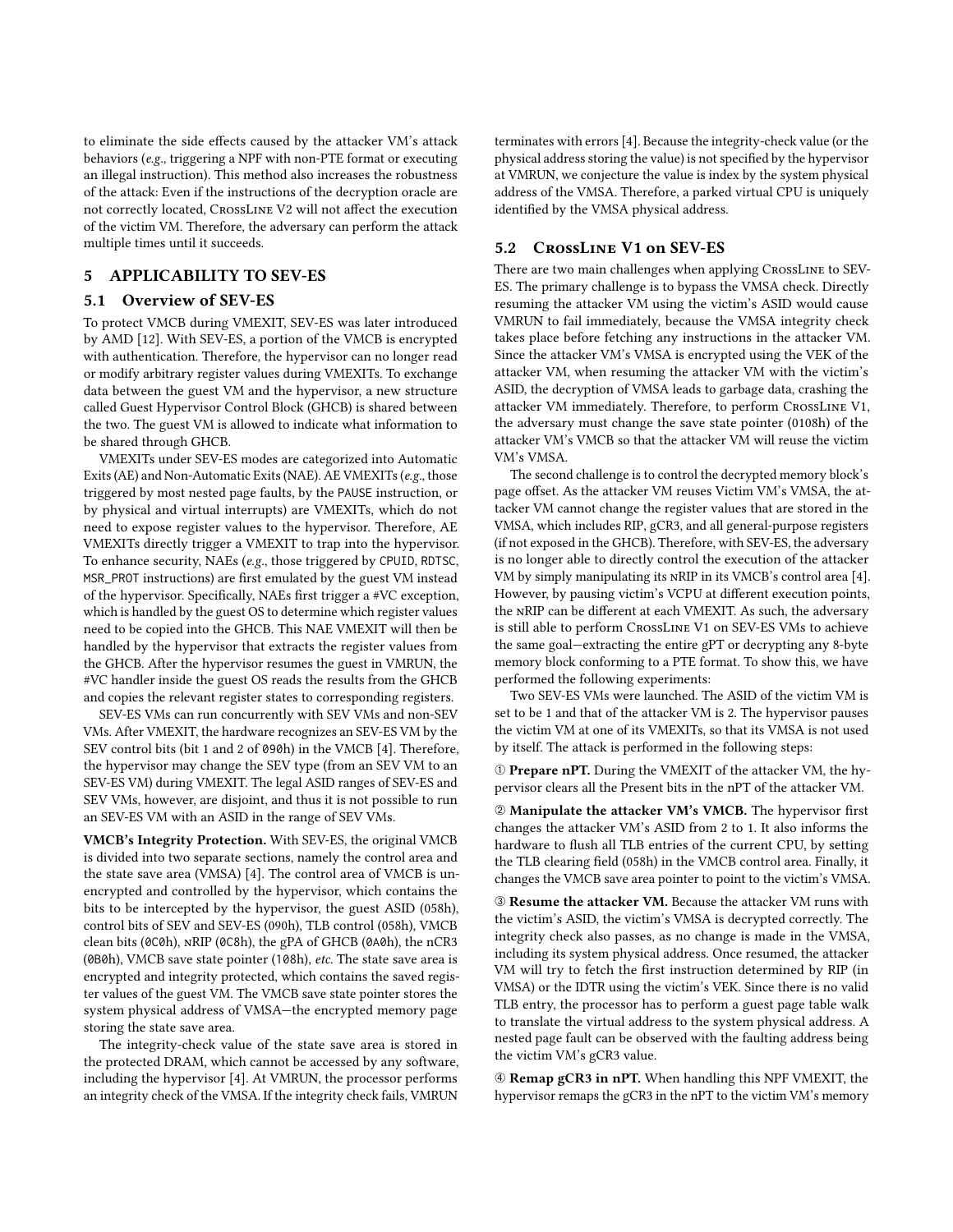to eliminate the side effects caused by the attacker VM's attack behaviors (*e.g.*, triggering a NPF with non-PTE format or executing an illegal instruction). This method also increases the robustness of the attack: Even if the instructions of the decryption oracle are not correctly located, CrossLine V2 will not affect the execution of the victim VM. Therefore, the adversary can perform the attack multiple times until it succeeds.

## 5 APPLICABILITY TO SEV-ES

### 5.1 Overview of SEV-ES

To protect VMCB during VMEXIT, SEV-ES was later introduced by AMD [12]. With SEV-ES, a portion of the VMCB is encrypted with authentication. Therefore, the hypervisor can no longer read or modify arbitrary register values during VMEXITs. To exchange data between the guest VM and the hypervisor, a new structure called Guest Hypervisor Control Block (GHCB) is shared between the two. The guest VM is allowed to indicate what information to be shared through GHCB.

VMEXITs under SEV-ES modes are categorized into Automatic Exits (AE) and Non-Automatic Exits (NAE). AE VMEXITs (*e.g.*, those triggered by most nested page faults, by the PAUSE instruction, or by physical and virtual interrupts) are VMEXITs, which do not need to expose register values to the hypervisor. Therefore, AE VMEXITs directly trigger a VMEXIT to trap into the hypervisor. To enhance security, NAEs (*e.g.*, those triggered by CPUID, RDTSC, MSR_PROT instructions) are first emulated by the guest VM instead of the hypervisor. Specifically, NAEs first trigger a #VC exception, which is handled by the guest OS to determine which register values need to be copied into the GHCB. This NAE VMEXIT will then be handled by the hypervisor that extracts the register values from the GHCB. After the hypervisor resumes the guest in VMRUN, the #VC handler inside the guest OS reads the results from the GHCB and copies the relevant register states to corresponding registers.

SEV-ES VMs can run concurrently with SEV VMs and non-SEV VMs. After VMEXIT, the hardware recognizes an SEV-ES VM by the SEV control bits (bit 1 and 2 of 090h) in the VMCB [4]. Therefore, the hypervisor may change the SEV type (from an SEV VM to an SEV-ES VM) during VMEXIT. The legal ASID ranges of SEV-ES and SEV VMs, however, are disjoint, and thus it is not possible to run an SEV-ES VM with an ASID in the range of SEV VMs.

**VMCB's Integrity Protection.** With SEV-ES, the original VMCB is divided into two separate sections, namely the control area and the state save area (VMSA) [4]. The control area of VMCB is unencrypted and controlled by the hypervisor, which contains the bits to be intercepted by the hypervisor, the guest ASID (058h), control bits of SEV and SEV-ES (090h), TLB control (058h), VMCB clean bits (0C0h), nRIP (0C8h), the gPA of GHCB (0A0h), the nCR3 (0B0h), VMCB save state pointer (108h), *etc.* The state save area is encrypted and integrity protected, which contains the saved register values of the guest VM. The VMCB save state pointer stores the system physical address of VMSA—the encrypted memory page storing the state save area.

The integrity-check value of the state save area is stored in the protected DRAM, which cannot be accessed by any software, including the hypervisor [4]. At VMRUN, the processor performs an integrity check of the VMSA. If the integrity check fails, VMRUN terminates with errors [4]. Because the integrity-check value (or the physical address storing the value) is not specified by the hypervisor at VMRUN, we conjecture the value is index by the system physical address of the VMSA. Therefore, a parked virtual CPU is uniquely identified by the VMSA physical address.

### 5.2 CrossLine V1 on SEV-ES

There are two main challenges when applying CrossLine to SEV-ES. The primary challenge is to bypass the VMSA check. Directly resuming the attacker VM using the victim's ASID would cause VMRUN to fail immediately, because the VMSA integrity check takes place before fetching any instructions in the attacker VM. Since the attacker VM's VMSA is encrypted using the VEK of the attacker VM, when resuming the attacker VM with the victim's ASID, the decryption of VMSA leads to garbage data, crashing the attacker VM immediately. Therefore, to perform CrossLine V1, the adversary must change the save state pointer (0108h) of the attacker VM's VMCB so that the attacker VM will reuse the victim VM's VMSA.

The second challenge is to control the decrypted memory block's page offset. As the attacker VM reuses Victim VM's VMSA, the attacker VM cannot change the register values that are stored in the VMSA, which includes RIP, gCR3, and all general-purpose registers (if not exposed in the GHCB). Therefore, with SEV-ES, the adversary is no longer able to directly control the execution of the attacker VM by simply manipulating its nRIP in its VMCB's control area [4]. However, by pausing victim's VCPU at different execution points, the nRIP can be different at each VMEXIT. As such, the adversary is still able to perform CrossLine V1 on SEV-ES VMs to achieve the same goal—extracting the entire gPT or decrypting any 8-byte memory block conforming to a PTE format. To show this, we have performed the following experiments:

Two SEV-ES VMs were launched. The ASID of the victim VM is set to be 1 and that of the attacker VM is 2. The hypervisor pauses the victim VM at one of its VMEXITs, so that its VMSA is not used by itself. The attack is performed in the following steps:

① **Prepare nPT.** During the VMEXIT of the attacker VM, the hypervisor clears all the Present bits in the nPT of the attacker VM.

② **Manipulate the attacker VM's VMCB.** The hypervisor first changes the attacker VM's ASID from 2 to 1. It also informs the hardware to flush all TLB entries of the current CPU, by setting the TLB clearing field (058h) in the VMCB control area. Finally, it changes the VMCB save area pointer to point to the victim's VMSA.

③ **Resume the attacker VM.** Because the attacker VM runs with the victim's ASID, the victim's VMSA is decrypted correctly. The integrity check also passes, as no change is made in the VMSA, including its system physical address. Once resumed, the attacker VM will try to fetch the first instruction determined by RIP (in VMSA) or the IDTR using the victim's VEK. Since there is no valid TLB entry, the processor has to perform a guest page table walk to translate the virtual address to the system physical address. A nested page fault can be observed with the faulting address being the victim VM's gCR3 value.

④ **Remap gCR3 in nPT.** When handling this NPF VMEXIT, the hypervisor remaps the gCR3 in the nPT to the victim VM's memory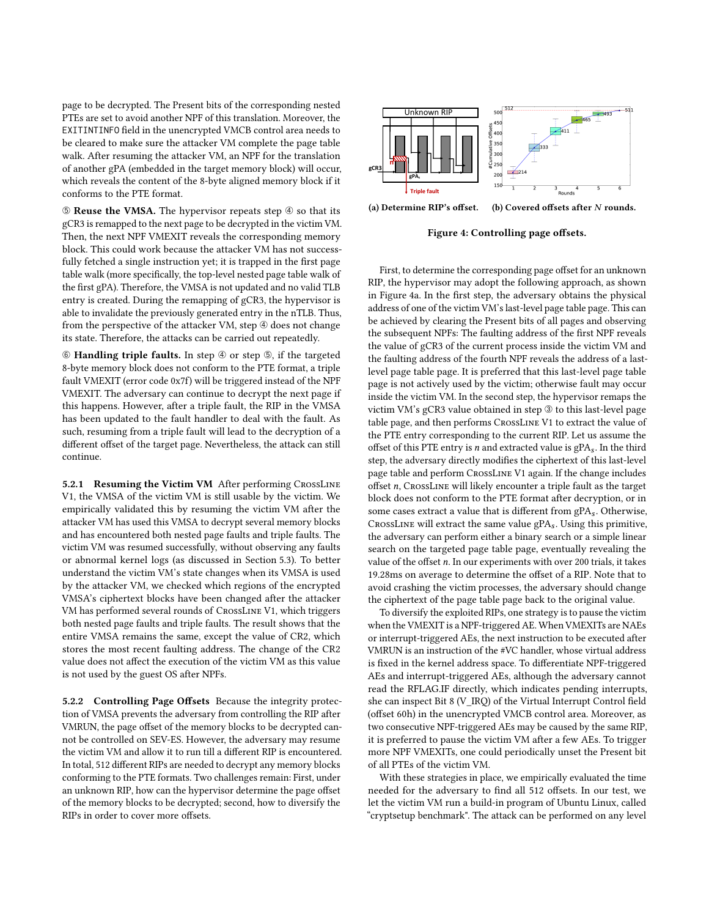page to be decrypted. The Present bits of the corresponding nested PTEs are set to avoid another NPF of this translation. Moreover, the EXITINTINFO field in the unencrypted VMCB control area needs to be cleared to make sure the attacker VM complete the page table walk. After resuming the attacker VM, an NPF for the translation of another gPA (embedded in the target memory block) will occur, which reveals the content of the 8-byte aligned memory block if it conforms to the PTE format.

⑤ **Reuse the VMSA.** The hypervisor repeats step ④ so that its gCR3 is remapped to the next page to be decrypted in the victim VM. Then, the next NPF VMEXIT reveals the corresponding memory block. This could work because the attacker VM has not successfully fetched a single instruction yet; it is trapped in the first page table walk (more specifically, the top-level nested page table walk of the first gPA). Therefore, the VMSA is not updated and no valid TLB entry is created. During the remapping of gCR3, the hypervisor is able to invalidate the previously generated entry in the nTLB. Thus, from the perspective of the attacker VM, step ④ does not change its state. Therefore, the attacks can be carried out repeatedly.

⑥ **Handling triple faults.** In step ④ or step ⑤, if the targeted 8-byte memory block does not conform to the PTE format, a triple fault VMEXIT (error code 0x7f) will be triggered instead of the NPF VMEXIT. The adversary can continue to decrypt the next page if this happens. However, after a triple fault, the RIP in the VMSA has been updated to the fault handler to deal with the fault. As such, resuming from a triple fault will lead to the decryption of a different offset of the target page. Nevertheless, the attack can still continue.

#### 5.2.1 Resuming the Victim VM

After performing CrossLine V1, the VMSA of the victim VM is still usable by the victim. We empirically validated this by resuming the victim VM after the attacker VM has used this VMSA to decrypt several memory blocks and has encountered both nested page faults and triple faults. The victim VM was resumed successfully, without observing any faults or abnormal kernel logs (as discussed in Section 5.3). To better understand the victim VM's state changes when its VMSA is used by the attacker VM, we checked which regions of the encrypted VMSA's ciphertext blocks have been changed after the attacker VM has performed several rounds of CrossLine V1, which triggers both nested page faults and triple faults. The result shows that the entire VMSA remains the same, except the value of CR2, which stores the most recent faulting address. The change of the CR2 value does not affect the execution of the victim VM as this value is not used by the guest OS after NPFs.

#### 5.2.2 Controlling Page Offsets

Because the integrity protection of VMSA prevents the adversary from controlling the RIP after VMRUN, the page offset of the memory blocks to be decrypted cannot be controlled on SEV-ES. However, the adversary may resume the victim VM and allow it to run till a different RIP is encountered. In total, 512 different RIPs are needed to decrypt any memory blocks conforming to the PTE formats. Two challenges remain: First, under an unknown RIP, how can the hypervisor determine the page offset of the memory blocks to be decrypted; second, how to diversify the RIPs in order to cover more offsets.

(a) Determine RIP's offset. (b) Covered offsets after $N$ rounds.

Figure 4: Controlling page offsets.

First, to determine the corresponding page offset for an unknown RIP, the hypervisor may adopt the following approach, as shown in Figure 4a. In the first step, the adversary obtains the physical address of one of the victim VM's last-level page table page. This can be achieved by clearing the Present bits of all pages and observing the subsequent NPFs: The faulting address of the first NPF reveals the value of gCR3 of the current process inside the victim VM and the faulting address of the fourth NPF reveals the address of a last-level page table page. It is preferred that this last-level page table page is not actively used by the victim; otherwise fault may occur inside the victim VM. In the second step, the hypervisor remaps the victim VM's gCR3 value obtained in step ③ to this last-level page table page, and then performs CrossLine V1 to extract the value of the PTE entry corresponding to the current RIP. Let us assume the offset of this PTE entry is $n$ and extracted value is $gPA_s$. In the third step, the adversary directly modifies the ciphertext of this last-level page table and perform CrossLine V1 again. If the change includes offset $n$, CrossLine will likely encounter a triple fault as the target block does not conform to the PTE format after decryption, or in some cases extract a value that is different from $gPA_s$. Otherwise, CrossLine will extract the same value $gPA_s$. Using this primitive, the adversary can perform either a binary search or a simple linear search on the targeted page table page, eventually revealing the value of the offset $n$. In our experiments with over 200 trials, it takes 19.28ms on average to determine the offset of a RIP. Note that to avoid crashing the victim processes, the adversary should change the ciphertext of the page table page back to the original value.

To diversify the exploited RIPs, one strategy is to pause the victim when the VMEXIT is a NPF-triggered AE. When VMEXITs are NAEs or interrupt-triggered AEs, the next instruction to be executed after VMRUN is an instruction of the #VC handler, whose virtual address is fixed in the kernel address space. To differentiate NPF-triggered AEs and interrupt-triggered AEs, although the adversary cannot read the RFLAG.IF directly, which indicates pending interrupts, she can inspect Bit 8 (V_IRQ) of the Virtual Interrupt Control field (offset 60h) in the unencrypted VMCB control area. Moreover, as two consecutive NPF-triggered AEs may be caused by the same RIP, it is preferred to pause the victim VM after a few AEs. To trigger more NPF VMEXITs, one could periodically unset the Present bit of all PTEs of the victim VM.

With these strategies in place, we empirically evaluated the time needed for the adversary to find all 512 offsets. In our test, we let the victim VM run a build-in program of Ubuntu Linux, called "cryptsetup benchmark". The attack can be performed on any level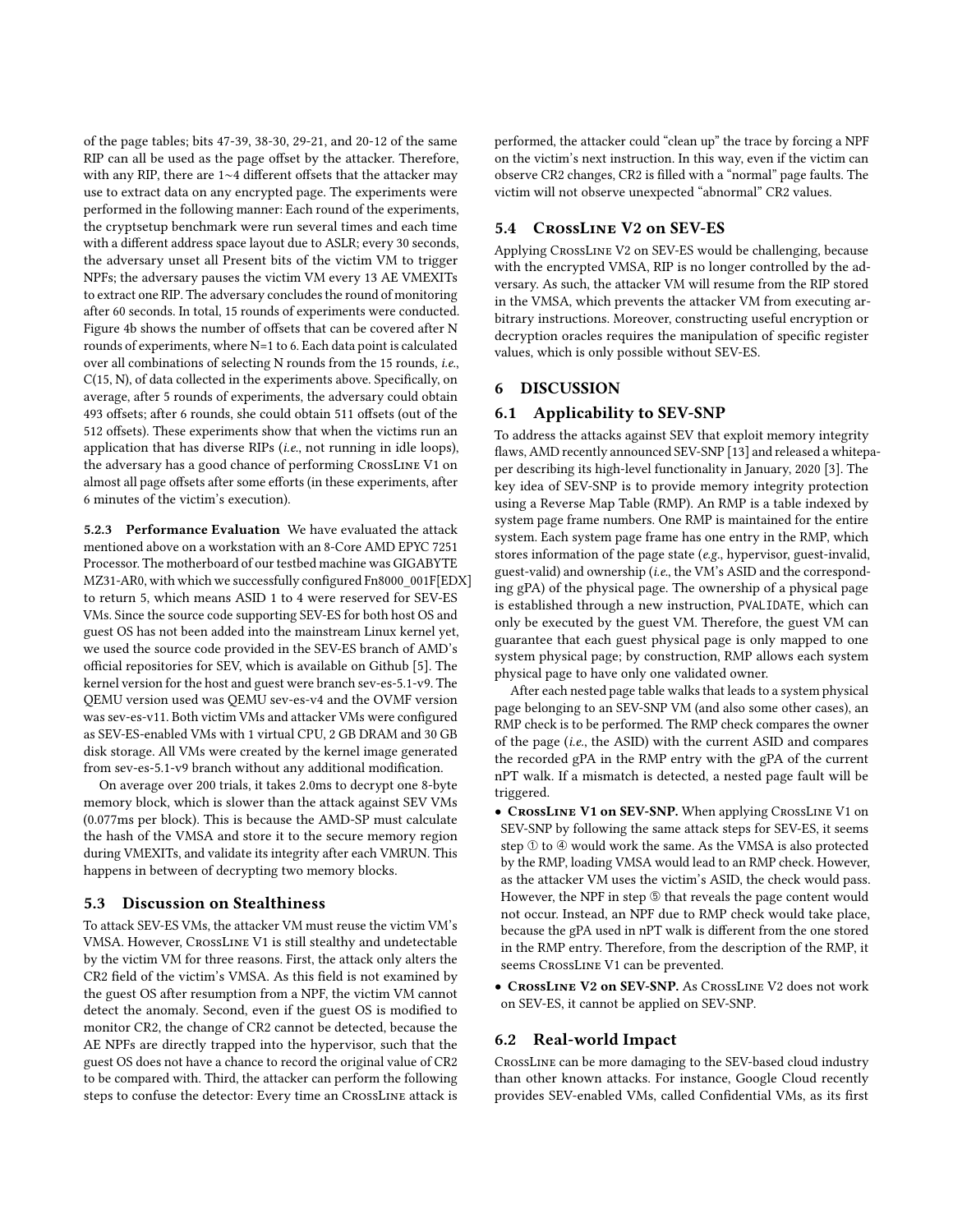of the page tables; bits 47-39, 38-30, 29-21, and 20-12 of the same RIP can all be used as the page offset by the attacker. Therefore, with any RIP, there are 1~4 different offsets that the attacker may use to extract data on any encrypted page. The experiments were performed in the following manner: Each round of the experiments, the cryptsetup benchmark were run several times and each time with a different address space layout due to ASLR; every 30 seconds, the adversary unset all Present bits of the victim VM to trigger NPFs; the adversary pauses the victim VM every 13 AE VMEXITs to extract one RIP. The adversary concludes the round of monitoring after 60 seconds. In total, 15 rounds of experiments were conducted. Figure 4b shows the number of offsets that can be covered after N rounds of experiments, where N=1 to 6. Each data point is calculated over all combinations of selecting N rounds from the 15 rounds, *i.e.*, C(15, N), of data collected in the experiments above. Specifically, on average, after 5 rounds of experiments, the adversary could obtain 493 offsets; after 6 rounds, she could obtain 511 offsets (out of the 512 offsets). These experiments show that when the victims run an application that has diverse RIPs (*i.e.*, not running in idle loops), the adversary has a good chance of performing CrossLine V1 on almost all page offsets after some efforts (in these experiments, after 6 minutes of the victim's execution).

**5.2.3 Performance Evaluation** We have evaluated the attack mentioned above on a workstation with an 8-Core AMD EPYC 7251 Processor. The motherboard of our testbed machine was GIGABYTE MZ31-AR0, with which we successfully configured Fn8000_001F[EDX] to return 5, which means ASID 1 to 4 were reserved for SEV-ES VMs. Since the source code supporting SEV-ES for both host OS and guest OS has not been added into the mainstream Linux kernel yet, we used the source code provided in the SEV-ES branch of AMD's official repositories for SEV, which is available on Github [5]. The kernel version for the host and guest were branch sev-es-5.1-v9. The QEMU version used was QEMU sev-es-v4 and the OVMF version was sev-es-v11. Both victim VMs and attacker VMs were configured as SEV-ES-enabled VMs with 1 virtual CPU, 2 GB DRAM and 30 GB disk storage. All VMs were created by the kernel image generated from sev-es-5.1-v9 branch without any additional modification.

On average over 200 trials, it takes 2.0ms to decrypt one 8-byte memory block, which is slower than the attack against SEV VMs (0.077ms per block). This is because the AMD-SP must calculate the hash of the VMSA and store it to the secure memory region during VMEXITs, and validate its integrity after each VMRUN. This happens in between of decrypting two memory blocks.

### 5.3 Discussion on Stealthiness

To attack SEV-ES VMs, the attacker VM must reuse the victim VM's VMSA. However, CrossLine V1 is still stealthy and undetectable by the victim VM for three reasons. First, the attack only alters the CR2 field of the victim's VMSA. As this field is not examined by the guest OS after resumption from a NPF, the victim VM cannot detect the anomaly. Second, even if the guest OS is modified to monitor CR2, the change of CR2 cannot be detected, because the AE NPFs are directly trapped into the hypervisor, such that the guest OS does not have a chance to record the original value of CR2 to be compared with. Third, the attacker can perform the following steps to confuse the detector: Every time an CrossLine attack is performed, the attacker could "clean up" the trace by forcing a NPF on the victim's next instruction. In this way, even if the victim can observe CR2 changes, CR2 is filled with a "normal" page faults. The victim will not observe unexpected "abnormal" CR2 values.

### 5.4 CrossLine V2 on SEV-ES

Applying CrossLine V2 on SEV-ES would be challenging, because with the encrypted VMSA, RIP is no longer controlled by the adversary. As such, the attacker VM will resume from the RIP stored in the VMSA, which prevents the attacker VM from executing arbitrary instructions. Moreover, constructing useful encryption or decryption oracles requires the manipulation of specific register values, which is only possible without SEV-ES.

## 6 DISCUSSION

### 6.1 Applicability to SEV-SNP

To address the attacks against SEV that exploit memory integrity flaws, AMD recently announced SEV-SNP [13] and released a whitepaper describing its high-level functionality in January, 2020 [3]. The key idea of SEV-SNP is to provide memory integrity protection using a Reverse Map Table (RMP). An RMP is a table indexed by system page frame numbers. One RMP is maintained for the entire system. Each system page frame has one entry in the RMP, which stores information of the page state (*e.g.*, hypervisor, guest-invalid, guest-valid) and ownership (*i.e.*, the VM's ASID and the corresponding gPA) of the physical page. The ownership of a physical page is established through a new instruction, PVALIDATE, which can only be executed by the guest VM. Therefore, the guest VM can guarantee that each guest physical page is only mapped to one system physical page; by construction, RMP allows each system physical page to have only one validated owner.

After each nested page table walks that leads to a system physical page belonging to an SEV-SNP VM (and also some other cases), an RMP check is to be performed. The RMP check compares the owner of the page (*i.e.*, the ASID) with the current ASID and compares the recorded gPA in the RMP entry with the gPA of the current nPT walk. If a mismatch is detected, a nested page fault will be triggered.

- **CrossLine V1 on SEV-SNP.** When applying CrossLine V1 on SEV-SNP by following the same attack steps for SEV-ES, it seems step ① to ④ would work the same. As the VMSA is also protected by the RMP, loading VMSA would lead to an RMP check. However, as the attacker VM uses the victim's ASID, the check would pass. However, the NPF in step ⑤ that reveals the page content would not occur. Instead, an NPF due to RMP check would take place, because the gPA used in nPT walk is different from the one stored in the RMP entry. Therefore, from the description of the RMP, it seems CrossLine V1 can be prevented.
- **CrossLine V2 on SEV-SNP.** As CrossLine V2 does not work on SEV-ES, it cannot be applied on SEV-SNP.

### 6.2 Real-world Impact

CrossLine can be more damaging to the SEV-based cloud industry than other known attacks. For instance, Google Cloud recently provides SEV-enabled VMs, called Confidential VMs, as its first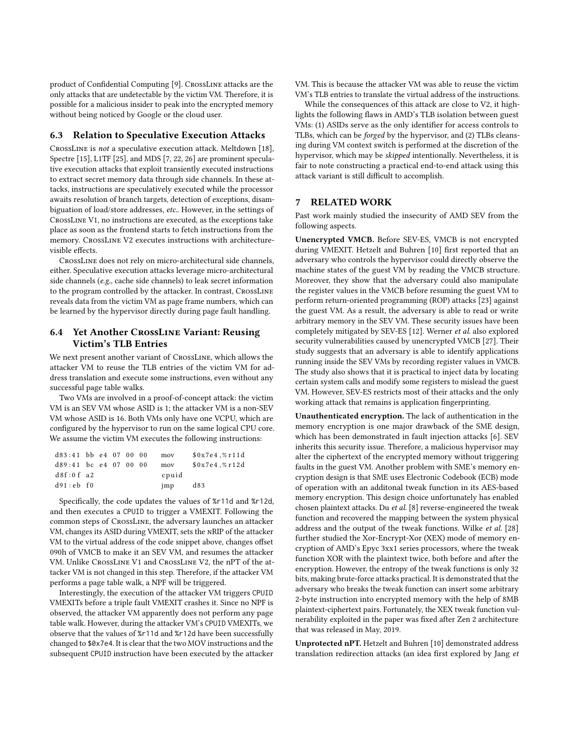product of Confidential Computing [9]. CrossLine attacks are the only attacks that are undetectable by the victim VM. Therefore, it is possible for a malicious insider to peak into the encrypted memory without being noticed by Google or the cloud user.

### 6.3 Relation to Speculative Execution Attacks

CrossLine is *not* a speculative execution attack. Meltdown [18], Spectre [15], L1TF [25], and MDS [7, 22, 26] are prominent speculative execution attacks that exploit transiently executed instructions to extract secret memory data through side channels. In these attacks, instructions are speculatively executed while the processor awaits resolution of branch targets, detection of exceptions, disambiguation of load/store addresses, *etc.*. However, in the settings of CrossLine V1, no instructions are executed, as the exceptions take place as soon as the frontend starts to fetch instructions from the memory. CrossLine V2 executes instructions with architecture-visible effects.

CrossLine does not rely on micro-architectural side channels, either. Speculative execution attacks leverage micro-architectural side channels (*e.g.*, cache side channels) to leak secret information to the program controlled by the attacker. In contrast, CrossLine reveals data from the victim VM as page frame numbers, which can be learned by the hypervisor directly during page fault handling.

### 6.4 Yet Another CrossLine Variant: Reusing Victim's TLB Entries

We next present another variant of CrossLine, which allows the attacker VM to reuse the TLB entries of the victim VM for address translation and execute some instructions, even without any successful page table walks.

Two VMs are involved in a proof-of-concept attack: the victim VM is an SEV VM whose ASID is 1; the attacker VM is a non-SEV VM whose ASID is 16. Both VMs only have one VCPU, which are configured by the hypervisor to run on the same logical CPU core. We assume the victim VM executes the following instructions:

```
d83:41 bb e4 07 00 00    mov    $0x7e4,%r11d
d89:41 bc e4 07 00 00    mov    $0x7e4,%r12d
d8f:0f a2                cpuid
d91:eb f0                jmp    d83
```

Specifically, the code updates the values of `%r11d` and `%r12d`, and then executes a `CPUID` to trigger a VMEXIT. Following the common steps of CrossLine, the adversary launches an attacker VM, changes its ASID during VMEXIT, sets the nRIP of the attacker VM to the virtual address of the code snippet above, changes offset 090h of VMCB to make it an SEV VM, and resumes the attacker VM. Unlike CrossLine V1 and CrossLine V2, the nPT of the attacker VM is not changed in this step. Therefore, if the attacker VM performs a page table walk, a NPF will be triggered.

Interestingly, the execution of the attacker VM triggers `CPUID` VMEXITs before a triple fault VMEXIT crashes it. Since no NPF is observed, the attacker VM apparently does not perform any page table walk. However, during the attacker VM's `CPUID` VMEXITs, we observe that the values of `%r11d` and `%r12d` have been successfully changed to `$0x7e4`. It is clear that the two MOV instructions and the subsequent `CPUID` instruction have been executed by the attacker VM. This is because the attacker VM was able to reuse the victim VM's TLB entries to translate the virtual address of the instructions.

While the consequences of this attack are close to V2, it highlights the following flaws in AMD's TLB isolation between guest VMs: (1) ASIDs serve as the only identifier for access controls to TLBs, which can be *forged* by the hypervisor, and (2) TLBs cleansing during VM context switch is performed at the discretion of the hypervisor, which may be *skipped* intentionally. Nevertheless, it is fair to note constructing a practical end-to-end attack using this attack variant is still difficult to accomplish.

## 7 RELATED WORK

Past work mainly studied the insecurity of AMD SEV from the following aspects.

**Unencrypted VMCB.** Before SEV-ES, VMCB is not encrypted during VMEXIT. Hetzelt and Buhren [10] first reported that an adversary who controls the hypervisor could directly observe the machine states of the guest VM by reading the VMCB structure. Moreover, they show that the adversary could also manipulate the register values in the VMCB before resuming the guest VM to perform return-oriented programming (ROP) attacks [23] against the guest VM. As a result, the adversary is able to read or write arbitrary memory in the SEV VM. These security issues have been completely mitigated by SEV-ES [12]. Werner *et al.* also explored security vulnerabilities caused by unencrypted VMCB [27]. Their study suggests that an adversary is able to identify applications running inside the SEV VMs by recording register values in VMCB. The study also shows that it is practical to inject data by locating certain system calls and modify some registers to mislead the guest VM. However, SEV-ES restricts most of their attacks and the only working attack that remains is application fingerprinting.

**Unauthenticated encryption.** The lack of authentication in the memory encryption is one major drawback of the SME design, which has been demonstrated in fault injection attacks [6]. SEV inherits this security issue. Therefore, a malicious hypervisor may alter the ciphertext of the encrypted memory without triggering faults in the guest VM. Another problem with SME's memory encryption design is that SME uses Electronic Codebook (ECB) mode of operation with an additonal tweak function in its AES-based memory encryption. This design choice unfortunately has enabled chosen plaintext attacks. Du *et al.* [8] reverse-engineered the tweak function and recovered the mapping between the system physical address and the output of the tweak functions. Wilke *et al.* [28] further studied the Xor-Encrypt-Xor (XEX) mode of memory encryption of AMD's Epyc 3xx1 series processors, where the tweak function XOR with the plaintext twice, both before and after the encryption. However, the entropy of the tweak functions is only 32 bits, making brute-force attacks practical. It is demonstrated that the adversary who breaks the tweak function can insert some arbitrary 2-byte instruction into encrypted memory with the help of 8MB plaintext-ciphertext pairs. Fortunately, the XEX tweak function vulnerability exploited in the paper was fixed after Zen 2 architecture that was released in May, 2019.

**Unprotected nPT.** Hetzelt and Buhren [10] demonstrated address translation redirection attacks (an idea first explored by Jang *et*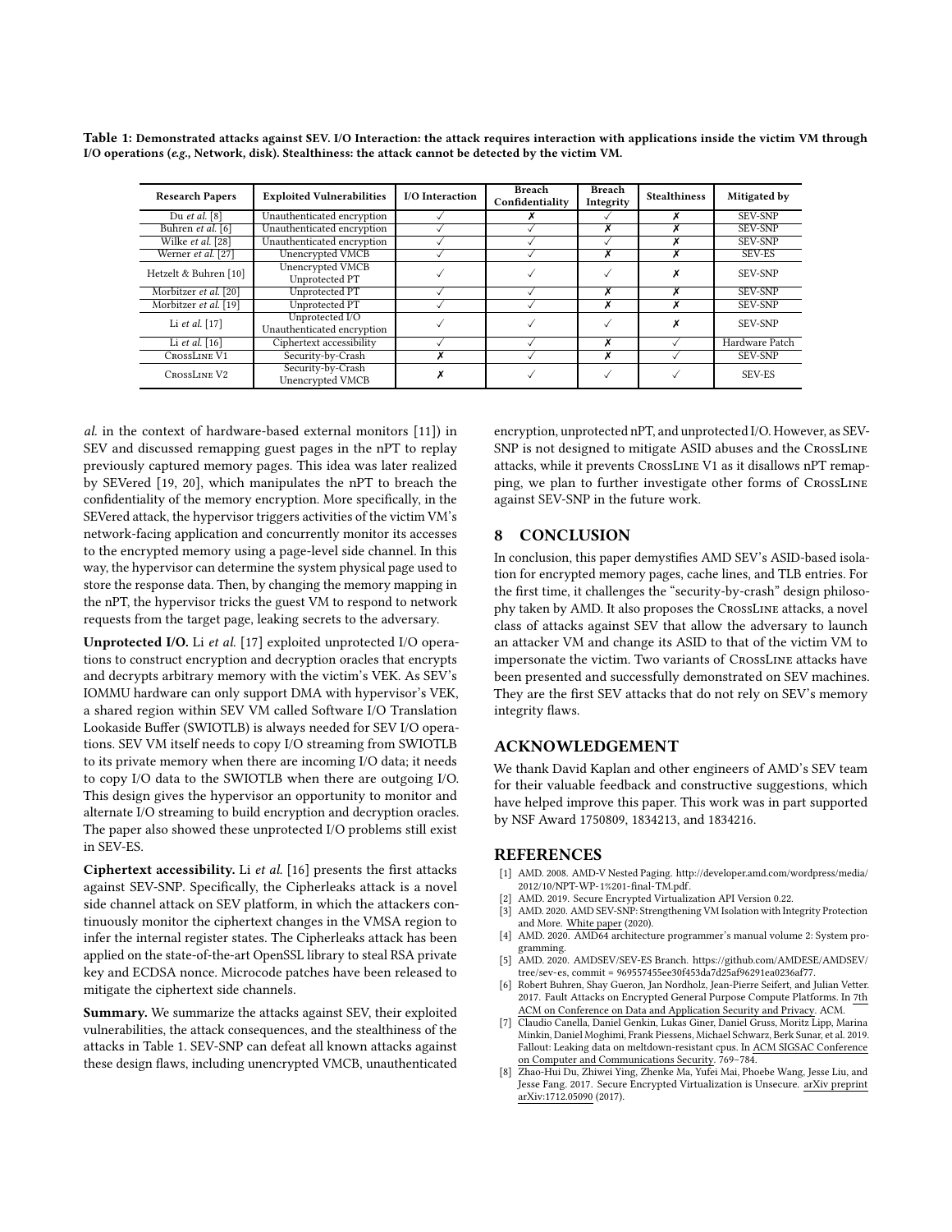**Table 1: Demonstrated attacks against SEV. I/O Interaction: the attack requires interaction with applications inside the victim VM through I/O operations (*e.g.*, Network, disk). Stealthiness: the attack cannot be detected by the victim VM.**

| Research Papers | Exploited Vulnerabilities | I/O Interaction | Breach Confidentiality | Breach Integrity | Stealthiness | Mitigated by |
|---|---|---|---|---|---|---|
| Du *et al.* [8] | Unauthenticated encryption | ✓ | ✗ | ✓ | ✗ | SEV-SNP |
| Buhren *et al.* [6] | Unauthenticated encryption | ✓ | ✓ | ✗ | ✗ | SEV-SNP |
| Wilke *et al.* [28] | Unauthenticated encryption | ✓ | ✓ | ✓ | ✗ | SEV-SNP |
| Werner *et al.* [27] | Unencrypted VMCB | ✓ | ✓ | ✗ | ✗ | SEV-ES |
| Hetzelt & Buhren [10] | Unencrypted VMCB<br>Unprotected PT | ✓ | ✓ | ✓ | ✗ | SEV-SNP |
| Morbitzer *et al.* [20] | Unprotected PT | ✓ | ✓ | ✗ | ✗ | SEV-SNP |
| Morbitzer *et al.* [19] | Unprotected PT | ✓ | ✓ | ✗ | ✗ | SEV-SNP |
| Li *et al.* [17] | Unprotected I/O<br>Unauthenticated encryption | ✓ | ✓ | ✓ | ✗ | SEV-SNP |
| Li *et al.* [16] | Ciphertext accessibility | ✓ | ✓ | ✗ | ✓ | Hardware Patch |
| CrossLine V1 | Security-by-Crash | ✗ | ✓ | ✗ | ✓ | SEV-SNP |
| CrossLine V2 | Security-by-Crash<br>Unencrypted VMCB | ✗ | ✓ | ✓ | ✓ | SEV-ES |

*al.* in the context of hardware-based external monitors [11]) in SEV and discussed remapping guest pages in the nPT to replay previously captured memory pages. This idea was later realized by SEVered [19, 20], which manipulates the nPT to breach the confidentiality of the memory encryption. More specifically, in the SEVered attack, the hypervisor triggers activities of the victim VM's network-facing application and concurrently monitor its accesses to the encrypted memory using a page-level side channel. In this way, the hypervisor can determine the system physical page used to store the response data. Then, by changing the memory mapping in the nPT, the hypervisor tricks the guest VM to respond to network requests from the target page, leaking secrets to the adversary.

**Unprotected I/O.** Li *et al.* [17] exploited unprotected I/O operations to construct encryption and decryption oracles that encrypts and decrypts arbitrary memory with the victim's VEK. As SEV's IOMMU hardware can only support DMA with hypervisor's VEK, a shared region within SEV VM called Software I/O Translation Lookaside Buffer (SWIOTLB) is always needed for SEV I/O operations. SEV VM itself needs to copy I/O streaming from SWIOTLB to its private memory when there are incoming I/O data; it needs to copy I/O data to the SWIOTLB when there are outgoing I/O. This design gives the hypervisor an opportunity to monitor and alternate I/O streaming to build encryption and decryption oracles. The paper also showed these unprotected I/O problems still exist in SEV-ES.

**Ciphertext accessibility.** Li *et al.* [16] presents the first attacks against SEV-SNP. Specifically, the Cipherleaks attack is a novel side channel attack on SEV platform, in which the attackers continuously monitor the ciphertext changes in the VMSA region to infer the internal register states. The Cipherleaks attack has been applied on the state-of-the-art OpenSSL library to steal RSA private key and ECDSA nonce. Microcode patches have been released to mitigate the ciphertext side channels.

**Summary.** We summarize the attacks against SEV, their exploited vulnerabilities, the attack consequences, and the stealthiness of the attacks in Table 1. SEV-SNP can defeat all known attacks against these design flaws, including unencrypted VMCB, unauthenticated encryption, unprotected nPT, and unprotected I/O. However, as SEV-SNP is not designed to mitigate ASID abuses and the CrossLine attacks, while it prevents CrossLine V1 as it disallows nPT remapping, we plan to further investigate other forms of CrossLine against SEV-SNP in the future work.

## 8 CONCLUSION

In conclusion, this paper demystifies AMD SEV's ASID-based isolation for encrypted memory pages, cache lines, and TLB entries. For the first time, it challenges the "security-by-crash" design philosophy taken by AMD. It also proposes the CrossLine attacks, a novel class of attacks against SEV that allow the adversary to launch an attacker VM and change its ASID to that of the victim VM to impersonate the victim. Two variants of CrossLine attacks have been presented and successfully demonstrated on SEV machines. They are the first SEV attacks that do not rely on SEV's memory integrity flaws.

## ACKNOWLEDGEMENT

We thank David Kaplan and other engineers of AMD's SEV team for their valuable feedback and constructive suggestions, which have helped improve this paper. This work was in part supported by NSF Award 1750809, 1834213, and 1834216.

## REFERENCES

- [1] AMD. 2008. AMD-V Nested Paging. http://developer.amd.com/wordpress/media/2012/10/NPT-WP-1%201-final-TM.pdf.
- [2] AMD. 2019. Secure Encrypted Virtualization API Version 0.22.
- [3] AMD. 2020. AMD SEV-SNP: Strengthening VM Isolation with Integrity Protection and More. White paper (2020).
- [4] AMD. 2020. AMD64 architecture programmer's manual volume 2: System programming.
- [5] AMD. 2020. AMDSEV/SEV-ES Branch. https://github.com/AMDESE/AMDSEV/tree/sev-es, commit = 969557455ee30f453da7d25af96291ea0236af77.
- [6] Robert Buhren, Shay Gueron, Jan Nordholz, Jean-Pierre Seifert, and Julian Vetter. 2017. Fault Attacks on Encrypted General Purpose Compute Platforms. In 7th ACM on Conference on Data and Application Security and Privacy. ACM.
- [7] Claudio Canella, Daniel Genkin, Lukas Giner, Daniel Gruss, Moritz Lipp, Marina Minkin, Daniel Moghimi, Frank Piessens, Michael Schwarz, Berk Sunar, et al. 2019. Fallout: Leaking data on meltdown-resistant cpus. In ACM SIGSAC Conference on Computer and Communications Security. 769–784.
- [8] Zhao-Hui Du, Zhiwei Ying, Zhenke Ma, Yufei Mai, Phoebe Wang, Jesse Liu, and Jesse Fang. 2017. Secure Encrypted Virtualization is Unsecure. arXiv preprint arXiv:1712.05090 (2017).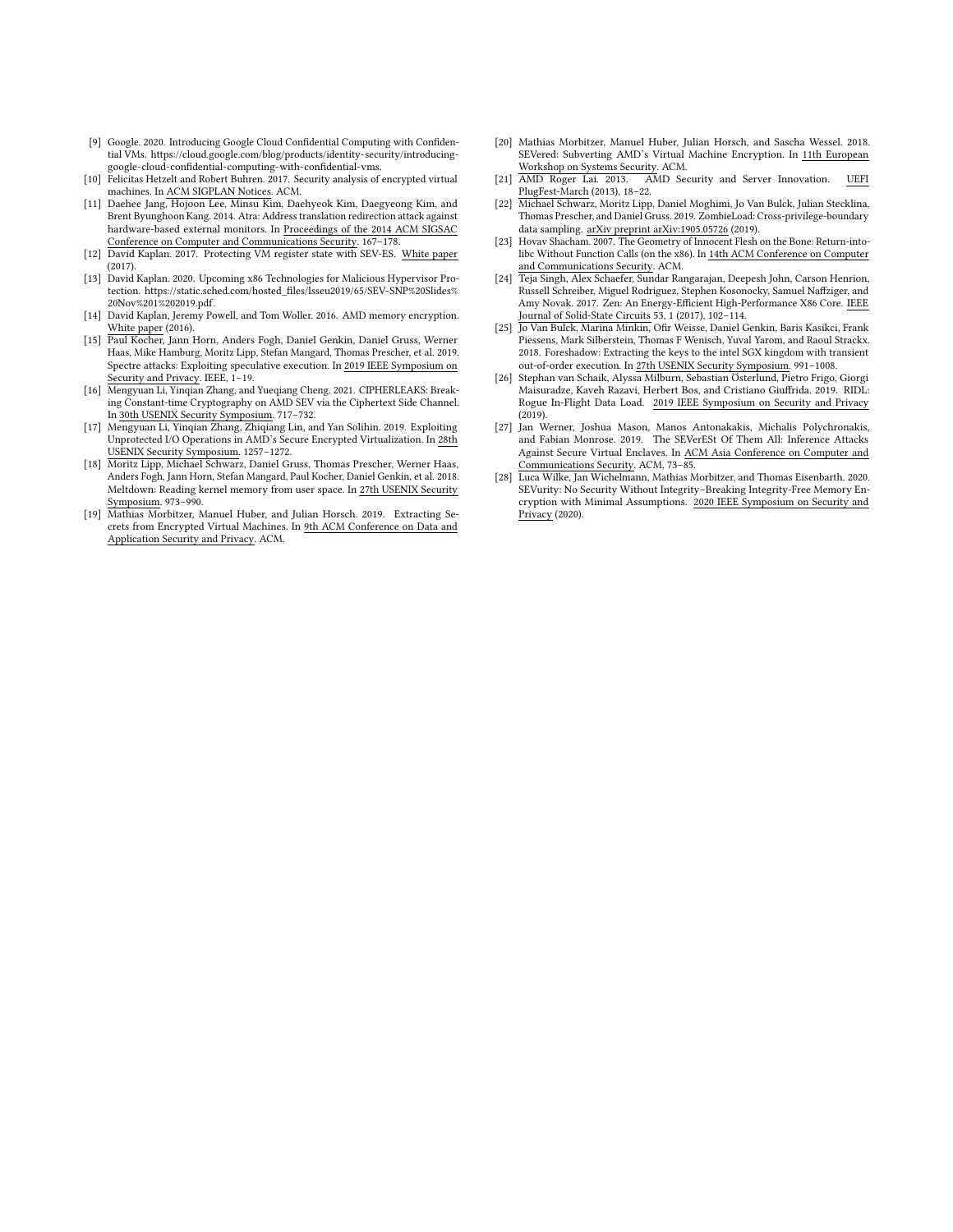[9] Google. 2020. Introducing Google Cloud Confidential Computing with Confidential VMs. https://cloud.google.com/blog/products/identity-security/introducing-google-cloud-confidential-computing-with-confidential-vms.

[10] Felicitas Hetzelt and Robert Buhren. 2017. Security analysis of encrypted virtual machines. In ACM SIGPLAN Notices. ACM.

[11] Daehee Jang, Hojoon Lee, Minsu Kim, Daehyeok Kim, Daegyeong Kim, and Brent Byunghoon Kang. 2014. Atra: Address translation redirection attack against hardware-based external monitors. In Proceedings of the 2014 ACM SIGSAC Conference on Computer and Communications Security. 167–178.

[12] David Kaplan. 2017. Protecting VM register state with SEV-ES. White paper (2017).

[13] David Kaplan. 2020. Upcoming x86 Technologies for Malicious Hypervisor Protection. https://static.sched.com/hosted_files/lsseu2019/65/SEV-SNP%20Slides%20Nov%201%202019.pdf.

[14] David Kaplan, Jeremy Powell, and Tom Woller. 2016. AMD memory encryption. White paper (2016).

[15] Paul Kocher, Jann Horn, Anders Fogh, Daniel Genkin, Daniel Gruss, Werner Haas, Mike Hamburg, Moritz Lipp, Stefan Mangard, Thomas Prescher, et al. 2019. Spectre attacks: Exploiting speculative execution. In 2019 IEEE Symposium on Security and Privacy. IEEE, 1–19.

[16] Mengyuan Li, Yinqian Zhang, and Yueqiang Cheng. 2021. CIPHERLEAKS: Breaking Constant-time Cryptography on AMD SEV via the Ciphertext Side Channel. In 30th USENIX Security Symposium. 717–732.

[17] Mengyuan Li, Yinqian Zhang, Zhiqiang Lin, and Yan Solihin. 2019. Exploiting Unprotected I/O Operations in AMD's Secure Encrypted Virtualization. In 28th USENIX Security Symposium. 1257–1272.

[18] Moritz Lipp, Michael Schwarz, Daniel Gruss, Thomas Prescher, Werner Haas, Anders Fogh, Jann Horn, Stefan Mangard, Paul Kocher, Daniel Genkin, et al. 2018. Meltdown: Reading kernel memory from user space. In 27th USENIX Security Symposium. 973–990.

[19] Mathias Morbitzer, Manuel Huber, and Julian Horsch. 2019. Extracting Secrets from Encrypted Virtual Machines. In 9th ACM Conference on Data and Application Security and Privacy. ACM.

[20] Mathias Morbitzer, Manuel Huber, Julian Horsch, and Sascha Wessel. 2018. SEVered: Subverting AMD's Virtual Machine Encryption. In 11th European Workshop on Systems Security. ACM.

[21] AMD Roger Lai. 2013. AMD Security and Server Innovation. UEFI PlugFest-March (2013), 18–22.

[22] Michael Schwarz, Moritz Lipp, Daniel Moghimi, Jo Van Bulck, Julian Stecklina, Thomas Prescher, and Daniel Gruss. 2019. ZombieLoad: Cross-privilege-boundary data sampling. arXiv preprint arXiv:1905.05726 (2019).

[23] Hovav Shacham. 2007. The Geometry of Innocent Flesh on the Bone: Return-into-libc Without Function Calls (on the x86). In 14th ACM Conference on Computer and Communications Security. ACM.

[24] Teja Singh, Alex Schaefer, Sundar Rangarajan, Deepesh John, Carson Henrion, Russell Schreiber, Miguel Rodriguez, Stephen Kosonocky, Samuel Naffziger, and Amy Novak. 2017. Zen: An Energy-Efficient High-Performance X86 Core. IEEE Journal of Solid-State Circuits 53, 1 (2017), 102–114.

[25] Jo Van Bulck, Marina Minkin, Ofir Weisse, Daniel Genkin, Baris Kasikci, Frank Piessens, Mark Silberstein, Thomas F Wenisch, Yuval Yarom, and Raoul Strackx. 2018. Foreshadow: Extracting the keys to the intel SGX kingdom with transient out-of-order execution. In 27th USENIX Security Symposium. 991–1008.

[26] Stephan van Schaik, Alyssa Milburn, Sebastian Österlund, Pietro Frigo, Giorgi Maisuradze, Kaveh Razavi, Herbert Bos, and Cristiano Giuffrida. 2019. RIDL: Rogue In-Flight Data Load. 2019 IEEE Symposium on Security and Privacy (2019).

[27] Jan Werner, Joshua Mason, Manos Antonakakis, Michalis Polychronakis, and Fabian Monrose. 2019. The SEVerESt Of Them All: Inference Attacks Against Secure Virtual Enclaves. In ACM Asia Conference on Computer and Communications Security. ACM, 73–85.

[28] Luca Wilke, Jan Wichelmann, Mathias Morbitzer, and Thomas Eisenbarth. 2020. SEVurity: No Security Without Integrity–Breaking Integrity-Free Memory Encryption with Minimal Assumptions. 2020 IEEE Symposium on Security and Privacy (2020).